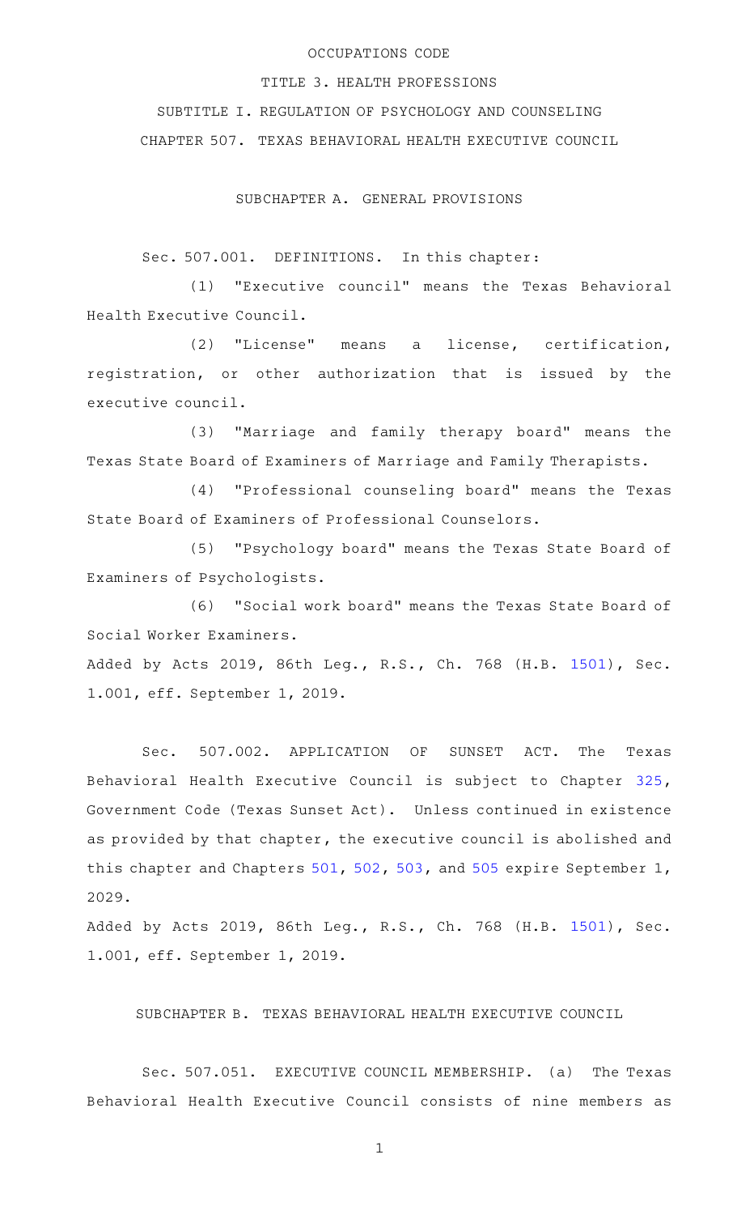OCCUPATIONS CODE

TITLE 3. HEALTH PROFESSIONS

SUBTITLE I. REGULATION OF PSYCHOLOGY AND COUNSELING

CHAPTER 507. TEXAS BEHAVIORAL HEALTH EXECUTIVE COUNCIL

SUBCHAPTER A. GENERAL PROVISIONS

Sec. 507.001. DEFINITIONS. In this chapter:

(1) "Executive council" means the Texas Behavioral Health Executive Council.

(2) "License" means a license, certification, registration, or other authorization that is issued by the executive council.

(3) "Marriage and family therapy board" means the Texas State Board of Examiners of Marriage and Family Therapists.

(4) "Professional counseling board" means the Texas State Board of Examiners of Professional Counselors.

(5) "Psychology board" means the Texas State Board of Examiners of Psychologists.

(6) "Social work board" means the Texas State Board of Social Worker Examiners.

Added by Acts 2019, 86th Leg., R.S., Ch. 768 (H.B. 1501), Sec. 1.001, eff. September 1, 2019.

Sec. 507.002. APPLICATION OF SUNSET ACT. The Texas Behavioral Health Executive Council is subject to Chapter 325, Government Code (Texas Sunset Act). Unless continued in existence as provided by that chapter, the executive council is abolished and this chapter and Chapters 501, 502, 503, and 505 expire September 1, 2029.

Added by Acts 2019, 86th Leg., R.S., Ch. 768 (H.B. 1501), Sec. 1.001, eff. September 1, 2019.

SUBCHAPTER B. TEXAS BEHAVIORAL HEALTH EXECUTIVE COUNCIL

Sec. 507.051. EXECUTIVE COUNCIL MEMBERSHIP. (a) The Texas Behavioral Health Executive Council consists of nine members as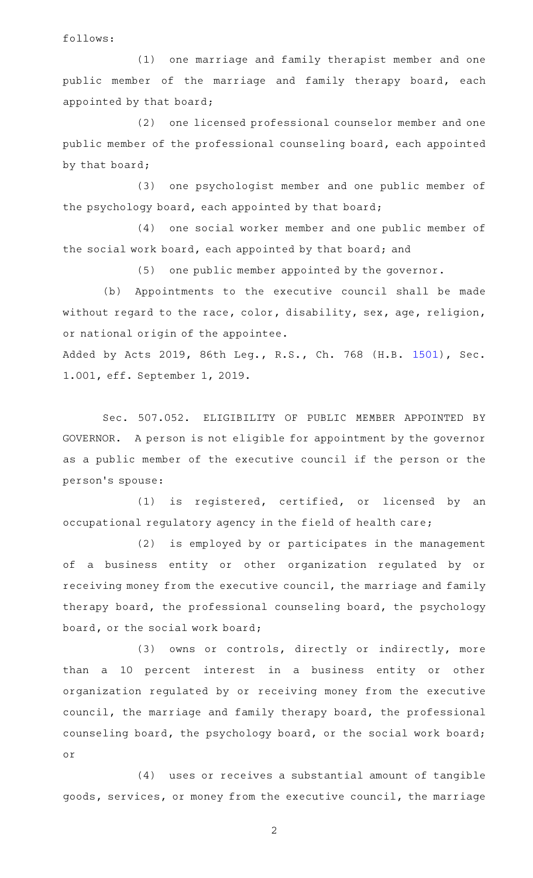follows:

(1) one marriage and family therapist member and one public member of the marriage and family therapy board, each appointed by that board;

(2) one licensed professional counselor member and one public member of the professional counseling board, each appointed by that board;

(3) one psychologist member and one public member of the psychology board, each appointed by that board;

(4) one social worker member and one public member of the social work board, each appointed by that board; and

(5) one public member appointed by the governor.

(b) Appointments to the executive council shall be made without regard to the race, color, disability, sex, age, religion, or national origin of the appointee.

Added by Acts 2019, 86th Leg., R.S., Ch. 768 (H.B. 1501), Sec. 1.001, eff. September 1, 2019.

Sec. 507.052. ELIGIBILITY OF PUBLIC MEMBER APPOINTED BY GOVERNOR. A person is not eligible for appointment by the governor as a public member of the executive council if the person or the person's spouse:

(1) is registered, certified, or licensed by an occupational regulatory agency in the field of health care;

(2) is employed by or participates in the management of a business entity or other organization regulated by or receiving money from the executive council, the marriage and family therapy board, the professional counseling board, the psychology board, or the social work board;

(3) owns or controls, directly or indirectly, more than a 10 percent interest in a business entity or other organization regulated by or receiving money from the executive council, the marriage and family therapy board, the professional counseling board, the psychology board, or the social work board; or

(4) uses or receives a substantial amount of tangible goods, services, or money from the executive council, the marriage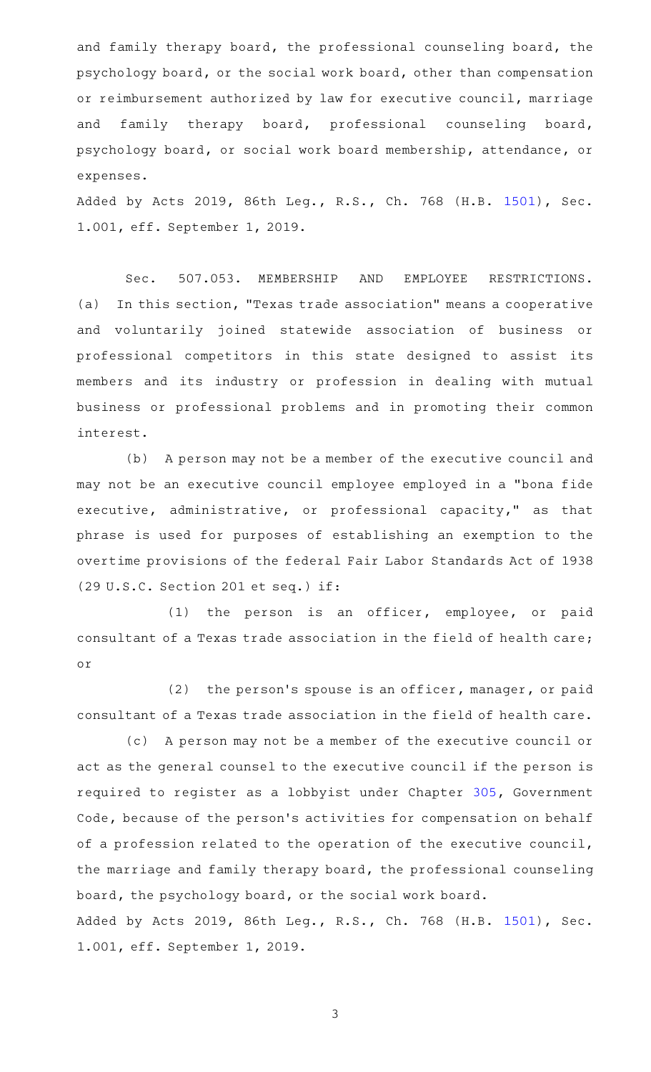and family therapy board, the professional counseling board, the psychology board, or the social work board, other than compensation or reimbursement authorized by law for executive council, marriage and family therapy board, professional counseling board, psychology board, or social work board membership, attendance, or expenses.

Added by Acts 2019, 86th Leg., R.S., Ch. 768 (H.B. 1501), Sec. 1.001, eff. September 1, 2019.

Sec. 507.053. MEMBERSHIP AND EMPLOYEE RESTRICTIONS. (a) In this section, "Texas trade association" means a cooperative and voluntarily joined statewide association of business or professional competitors in this state designed to assist its members and its industry or profession in dealing with mutual business or professional problems and in promoting their common interest.

(b) A person may not be a member of the executive council and may not be an executive council employee employed in a "bona fide executive, administrative, or professional capacity," as that phrase is used for purposes of establishing an exemption to the overtime provisions of the federal Fair Labor Standards Act of 1938 (29 U.S.C. Section 201 et seq.) if:

(1) the person is an officer, employee, or paid consultant of a Texas trade association in the field of health care; or

(2) the person's spouse is an officer, manager, or paid consultant of a Texas trade association in the field of health care.

(c) A person may not be a member of the executive council or act as the general counsel to the executive council if the person is required to register as a lobbyist under Chapter 305, Government Code, because of the person's activities for compensation on behalf of a profession related to the operation of the executive council, the marriage and family therapy board, the professional counseling board, the psychology board, or the social work board.

Added by Acts 2019, 86th Leg., R.S., Ch. 768 (H.B. 1501), Sec. 1.001, eff. September 1, 2019.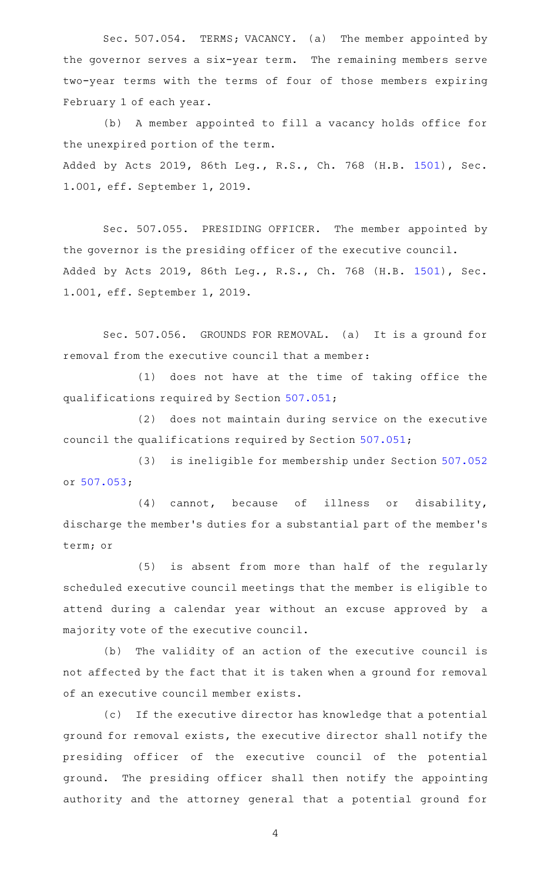Sec. 507.054. TERMS; VACANCY. (a) The member appointed by the governor serves a six-year term. The remaining members serve two-year terms with the terms of four of those members expiring February 1 of each year.

(b) A member appointed to fill a vacancy holds office for the unexpired portion of the term.

Added by Acts 2019, 86th Leg., R.S., Ch. 768 (H.B. 1501), Sec. 1.001, eff. September 1, 2019.

Sec. 507.055. PRESIDING OFFICER. The member appointed by the governor is the presiding officer of the executive council.

Added by Acts 2019, 86th Leg., R.S., Ch. 768 (H.B. 1501), Sec. 1.001, eff. September 1, 2019.

Sec. 507.056. GROUNDS FOR REMOVAL. (a) It is a ground for removal from the executive council that a member:

(1) does not have at the time of taking office the qualifications required by Section 507.051;

(2) does not maintain during service on the executive council the qualifications required by Section 507.051;

(3) is ineligible for membership under Section 507.052 or 507.053;

(4) cannot, because of illness or disability, discharge the member's duties for a substantial part of the member's term; or

(5) is absent from more than half of the regularly scheduled executive council meetings that the member is eligible to attend during a calendar year without an excuse approved by a majority vote of the executive council.

(b) The validity of an action of the executive council is not affected by the fact that it is taken when a ground for removal of an executive council member exists.

(c) If the executive director has knowledge that a potential ground for removal exists, the executive director shall notify the presiding officer of the executive council of the potential ground. The presiding officer shall then notify the appointing authority and the attorney general that a potential ground for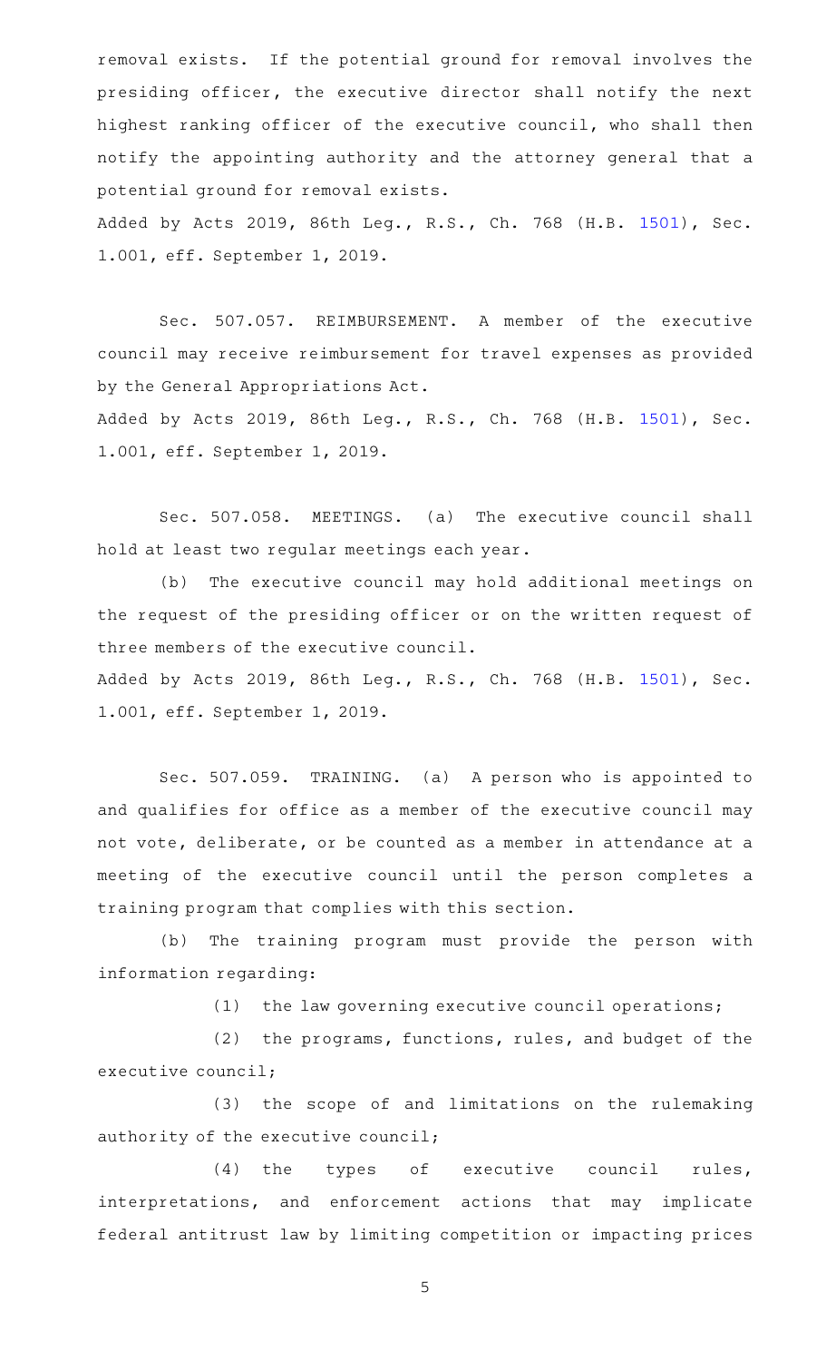removal exists. If the potential ground for removal involves the presiding officer, the executive director shall notify the next highest ranking officer of the executive council, who shall then notify the appointing authority and the attorney general that a potential ground for removal exists.

Added by Acts 2019, 86th Leg., R.S., Ch. 768 (H.B. 1501), Sec. 1.001, eff. September 1, 2019.

Sec. 507.057. REIMBURSEMENT. A member of the executive council may receive reimbursement for travel expenses as provided by the General Appropriations Act.

Added by Acts 2019, 86th Leg., R.S., Ch. 768 (H.B. 1501), Sec. 1.001, eff. September 1, 2019.

Sec. 507.058. MEETINGS. (a) The executive council shall hold at least two regular meetings each year.

(b) The executive council may hold additional meetings on the request of the presiding officer or on the written request of three members of the executive council.

Added by Acts 2019, 86th Leg., R.S., Ch. 768 (H.B. 1501), Sec. 1.001, eff. September 1, 2019.

Sec. 507.059. TRAINING. (a) A person who is appointed to and qualifies for office as a member of the executive council may not vote, deliberate, or be counted as a member in attendance at a meeting of the executive council until the person completes a training program that complies with this section.

(b) The training program must provide the person with information regarding:

(1) the law governing executive council operations;

(2) the programs, functions, rules, and budget of the executive council;

(3) the scope of and limitations on the rulemaking authority of the executive council;

(4) the types of executive council rules, interpretations, and enforcement actions that may implicate federal antitrust law by limiting competition or impacting prices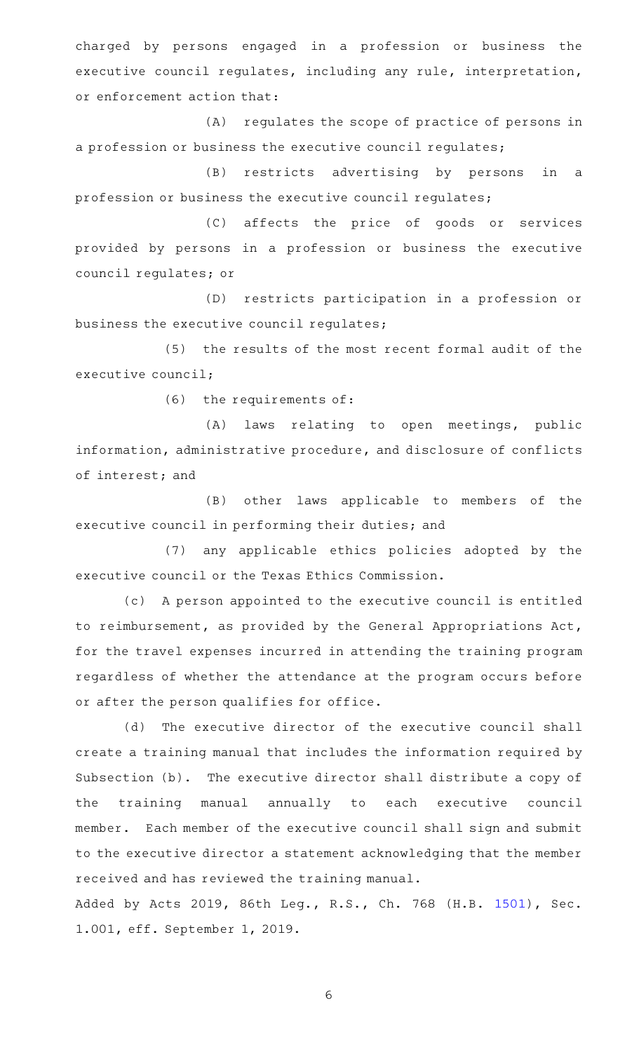charged by persons engaged in a profession or business the executive council regulates, including any rule, interpretation, or enforcement action that:

(A) regulates the scope of practice of persons in a profession or business the executive council regulates;

(B) restricts advertising by persons in a profession or business the executive council regulates;

(C) affects the price of goods or services provided by persons in a profession or business the executive council regulates; or

(D) restricts participation in a profession or business the executive council regulates;

(5) the results of the most recent formal audit of the executive council;

(6) the requirements of:

(A) laws relating to open meetings, public information, administrative procedure, and disclosure of conflicts of interest; and

(B) other laws applicable to members of the executive council in performing their duties; and

(7) any applicable ethics policies adopted by the executive council or the Texas Ethics Commission.

(c) A person appointed to the executive council is entitled to reimbursement, as provided by the General Appropriations Act, for the travel expenses incurred in attending the training program regardless of whether the attendance at the program occurs before or after the person qualifies for office.

(d) The executive director of the executive council shall create a training manual that includes the information required by Subsection (b). The executive director shall distribute a copy of the training manual annually to each executive council member. Each member of the executive council shall sign and submit to the executive director a statement acknowledging that the member received and has reviewed the training manual.

Added by Acts 2019, 86th Leg., R.S., Ch. 768 (H.B. 1501), Sec. 1.001, eff. September 1, 2019.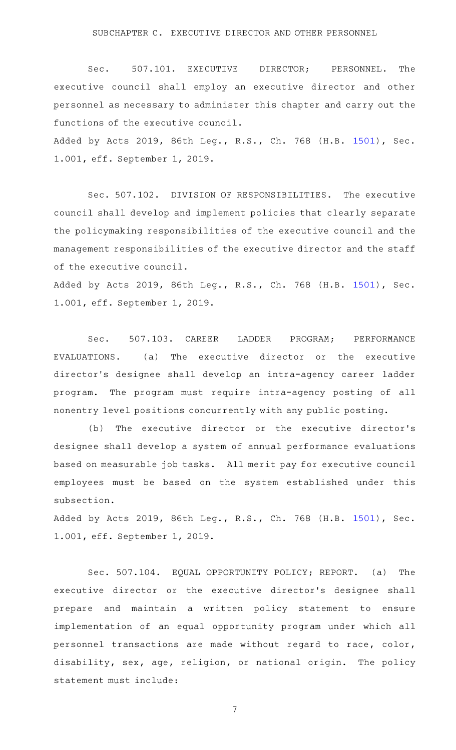## SUBCHAPTER C. EXECUTIVE DIRECTOR AND OTHER PERSONNEL

Sec. 507.101. EXECUTIVE DIRECTOR; PERSONNEL. The executive council shall employ an executive director and other personnel as necessary to administer this chapter and carry out the functions of the executive council.

Added by Acts 2019, 86th Leg., R.S., Ch. 768 (H.B. 1501), Sec. 1.001, eff. September 1, 2019.

Sec. 507.102. DIVISION OF RESPONSIBILITIES. The executive council shall develop and implement policies that clearly separate the policymaking responsibilities of the executive council and the management responsibilities of the executive director and the staff of the executive council.

Added by Acts 2019, 86th Leg., R.S., Ch. 768 (H.B. 1501), Sec. 1.001, eff. September 1, 2019.

Sec. 507.103. CAREER LADDER PROGRAM; PERFORMANCE EVALUATIONS. (a) The executive director or the executive director's designee shall develop an intra-agency career ladder program. The program must require intra-agency posting of all nonentry level positions concurrently with any public posting.

(b) The executive director or the executive director's designee shall develop a system of annual performance evaluations based on measurable job tasks. All merit pay for executive council employees must be based on the system established under this subsection.

Added by Acts 2019, 86th Leg., R.S., Ch. 768 (H.B. 1501), Sec. 1.001, eff. September 1, 2019.

Sec. 507.104. EQUAL OPPORTUNITY POLICY; REPORT. (a) The executive director or the executive director's designee shall prepare and maintain a written policy statement to ensure implementation of an equal opportunity program under which all personnel transactions are made without regard to race, color, disability, sex, age, religion, or national origin. The policy statement must include: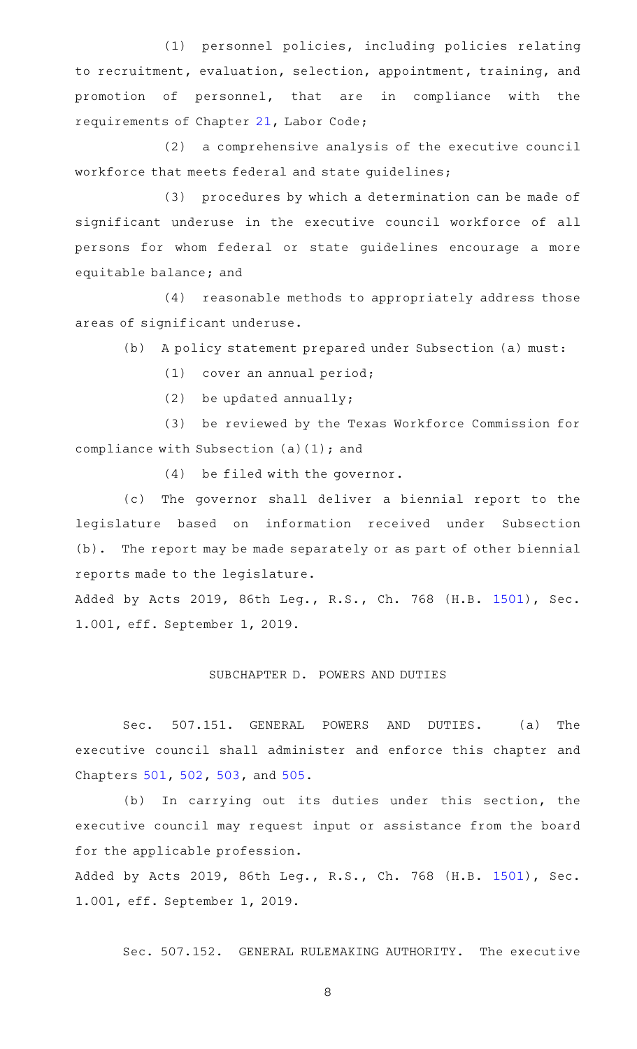(1) personnel policies, including policies relating to recruitment, evaluation, selection, appointment, training, and promotion of personnel, that are in compliance with the requirements of Chapter 21, Labor Code;

(2) a comprehensive analysis of the executive council workforce that meets federal and state guidelines;

(3) procedures by which a determination can be made of significant underuse in the executive council workforce of all persons for whom federal or state guidelines encourage a more equitable balance; and

(4) reasonable methods to appropriately address those areas of significant underuse.

(b) A policy statement prepared under Subsection (a) must:

(1) cover an annual period;

(2) be updated annually;

(3) be reviewed by the Texas Workforce Commission for compliance with Subsection (a)(1); and

(4) be filed with the governor.

(c) The governor shall deliver a biennial report to the legislature based on information received under Subsection (b). The report may be made separately or as part of other biennial reports made to the legislature.

Added by Acts 2019, 86th Leg., R.S., Ch. 768 (H.B. 1501), Sec. 1.001, eff. September 1, 2019.

SUBCHAPTER D. POWERS AND DUTIES

Sec. 507.151. GENERAL POWERS AND DUTIES. (a) The executive council shall administer and enforce this chapter and Chapters 501, 502, 503, and 505.

(b) In carrying out its duties under this section, the executive council may request input or assistance from the board for the applicable profession.

Added by Acts 2019, 86th Leg., R.S., Ch. 768 (H.B. 1501), Sec. 1.001, eff. September 1, 2019.

Sec. 507.152. GENERAL RULEMAKING AUTHORITY. The executive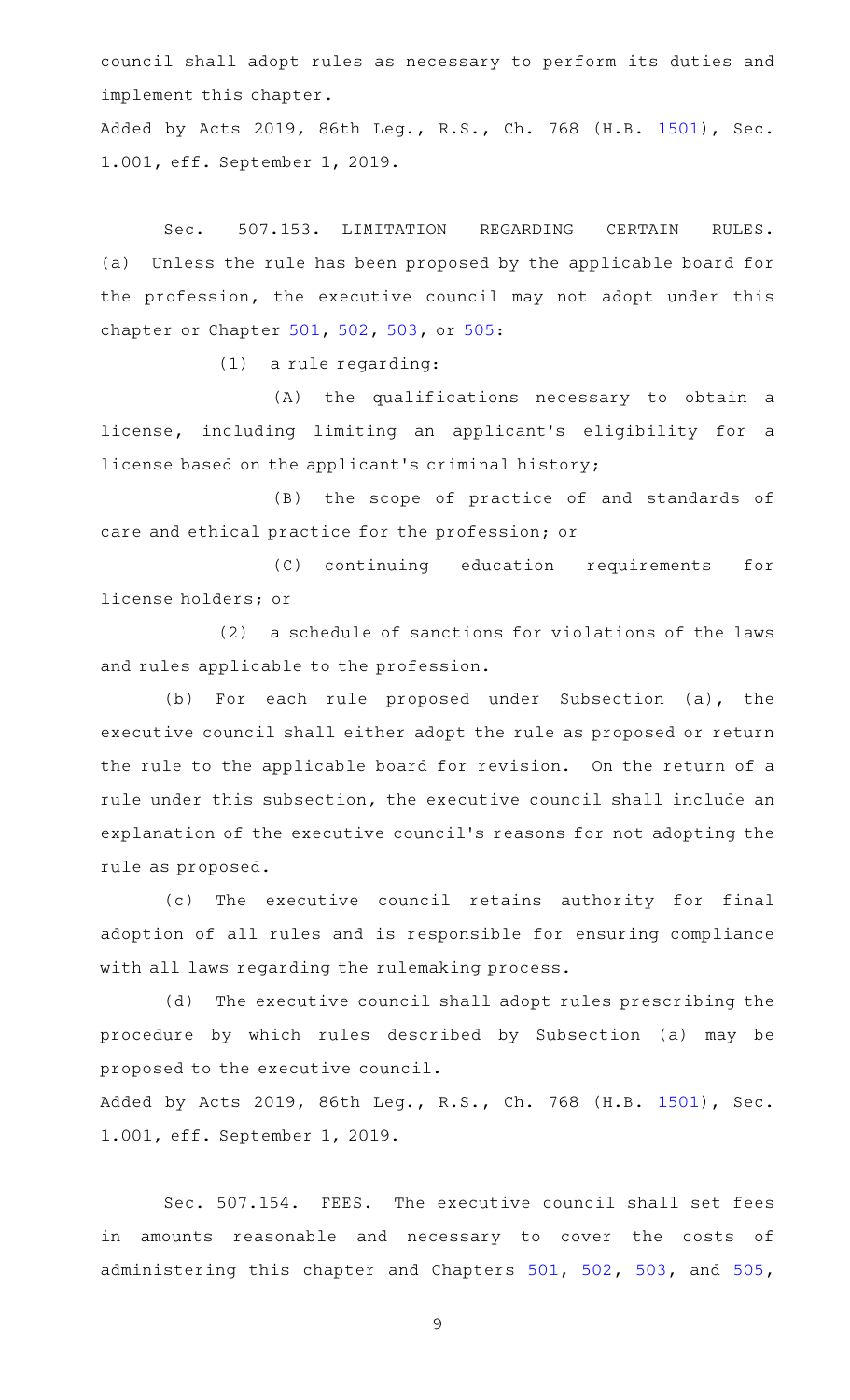council shall adopt rules as necessary to perform its duties and implement this chapter.

Added by Acts 2019, 86th Leg., R.S., Ch. 768 (H.B. 1501), Sec. 1.001, eff. September 1, 2019.

Sec. 507.153. LIMITATION REGARDING CERTAIN RULES. (a) Unless the rule has been proposed by the applicable board for the profession, the executive council may not adopt under this chapter or Chapter 501, 502, 503, or 505:

(1) a rule regarding:

(A) the qualifications necessary to obtain a license, including limiting an applicant's eligibility for a license based on the applicant's criminal history;

(B) the scope of practice of and standards of care and ethical practice for the profession; or

(C) continuing education requirements for license holders; or

(2) a schedule of sanctions for violations of the laws and rules applicable to the profession.

(b) For each rule proposed under Subsection (a), the executive council shall either adopt the rule as proposed or return the rule to the applicable board for revision. On the return of a rule under this subsection, the executive council shall include an explanation of the executive council's reasons for not adopting the rule as proposed.

(c) The executive council retains authority for final adoption of all rules and is responsible for ensuring compliance with all laws regarding the rulemaking process.

(d) The executive council shall adopt rules prescribing the procedure by which rules described by Subsection (a) may be proposed to the executive council.

Added by Acts 2019, 86th Leg., R.S., Ch. 768 (H.B. 1501), Sec. 1.001, eff. September 1, 2019.

Sec. 507.154. FEES. The executive council shall set fees in amounts reasonable and necessary to cover the costs of administering this chapter and Chapters 501, 502, 503, and 505,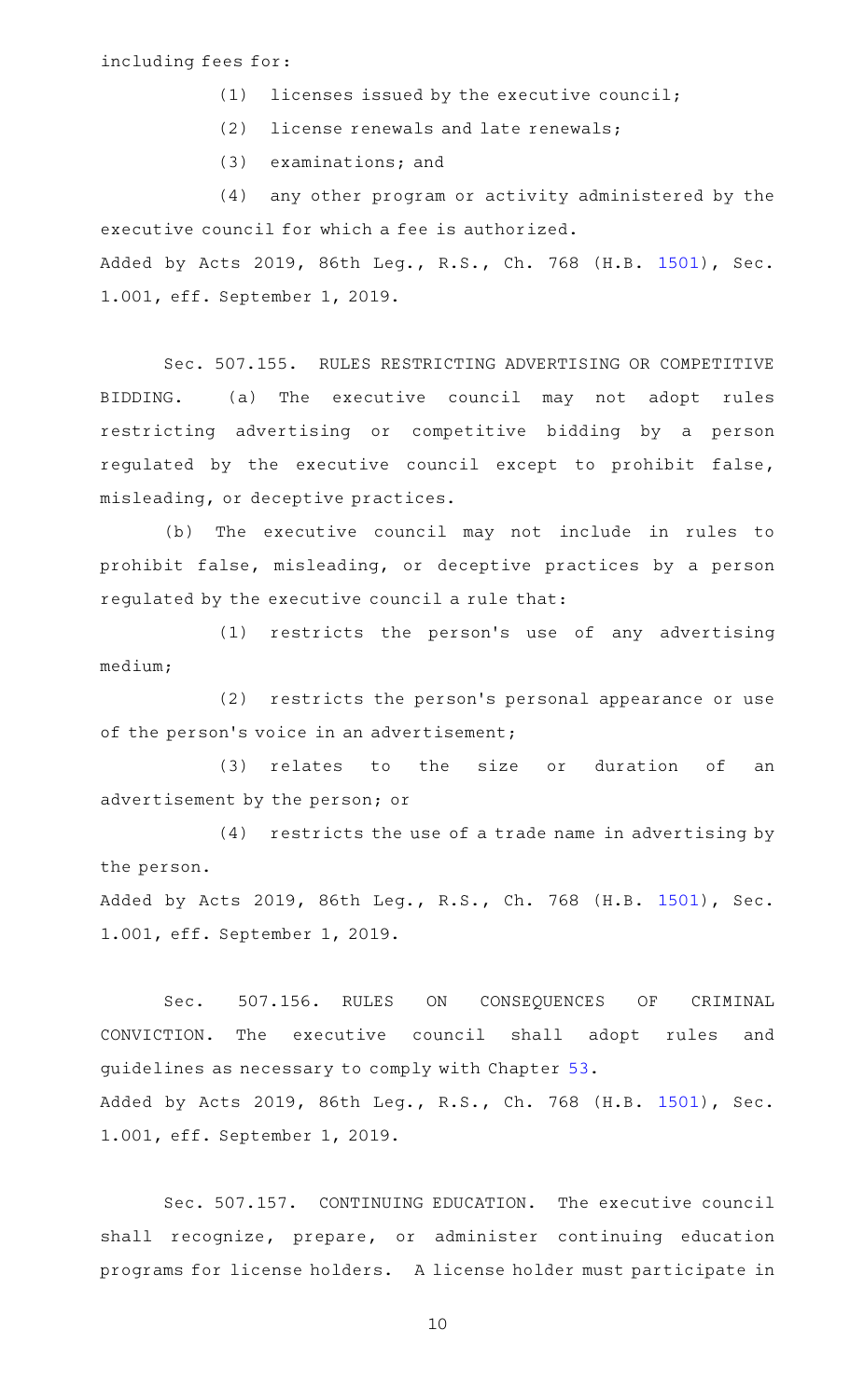including fees for:

(1) licenses issued by the executive council;

(2) license renewals and late renewals;

(3) examinations; and

(4) any other program or activity administered by the executive council for which a fee is authorized.

Added by Acts 2019, 86th Leg., R.S., Ch. 768 (H.B. 1501), Sec. 1.001, eff. September 1, 2019.

Sec. 507.155. RULES RESTRICTING ADVERTISING OR COMPETITIVE BIDDING. (a) The executive council may not adopt rules restricting advertising or competitive bidding by a person regulated by the executive council except to prohibit false, misleading, or deceptive practices.

(b) The executive council may not include in rules to prohibit false, misleading, or deceptive practices by a person regulated by the executive council a rule that:

(1) restricts the person's use of any advertising medium;

(2) restricts the person's personal appearance or use of the person's voice in an advertisement;

(3) relates to the size or duration of an advertisement by the person; or

(4) restricts the use of a trade name in advertising by the person.

Added by Acts 2019, 86th Leg., R.S., Ch. 768 (H.B. 1501), Sec. 1.001, eff. September 1, 2019.

Sec. 507.156. RULES ON CONSEQUENCES OF CRIMINAL CONVICTION. The executive council shall adopt rules and guidelines as necessary to comply with Chapter 53.

Added by Acts 2019, 86th Leg., R.S., Ch. 768 (H.B. 1501), Sec. 1.001, eff. September 1, 2019.

Sec. 507.157. CONTINUING EDUCATION. The executive council shall recognize, prepare, or administer continuing education programs for license holders. A license holder must participate in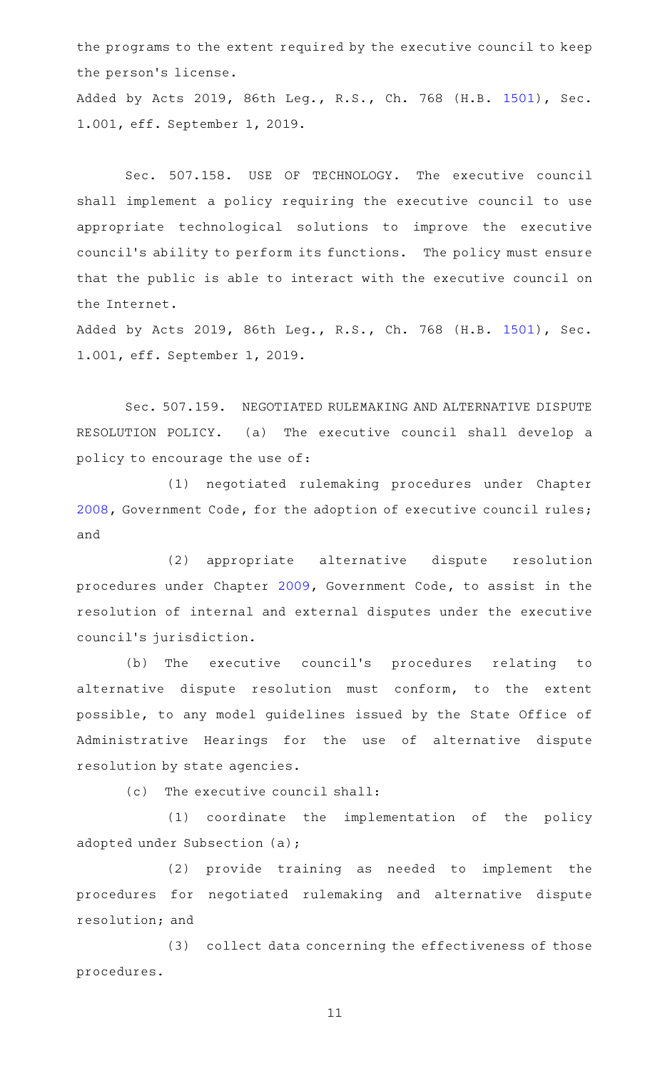the programs to the extent required by the executive council to keep the person's license.

Added by Acts 2019, 86th Leg., R.S., Ch. 768 (H.B. 1501), Sec. 1.001, eff. September 1, 2019.

Sec. 507.158. USE OF TECHNOLOGY. The executive council shall implement a policy requiring the executive council to use appropriate technological solutions to improve the executive council's ability to perform its functions. The policy must ensure that the public is able to interact with the executive council on the Internet.

Added by Acts 2019, 86th Leg., R.S., Ch. 768 (H.B. 1501), Sec. 1.001, eff. September 1, 2019.

Sec. 507.159. NEGOTIATED RULEMAKING AND ALTERNATIVE DISPUTE RESOLUTION POLICY. (a) The executive council shall develop a policy to encourage the use of:

(1) negotiated rulemaking procedures under Chapter 2008, Government Code, for the adoption of executive council rules; and

(2) appropriate alternative dispute resolution procedures under Chapter 2009, Government Code, to assist in the resolution of internal and external disputes under the executive council's jurisdiction.

(b) The executive council's procedures relating to alternative dispute resolution must conform, to the extent possible, to any model guidelines issued by the State Office of Administrative Hearings for the use of alternative dispute resolution by state agencies.

(c) The executive council shall:

(1) coordinate the implementation of the policy adopted under Subsection (a);

(2) provide training as needed to implement the procedures for negotiated rulemaking and alternative dispute resolution; and

(3) collect data concerning the effectiveness of those procedures.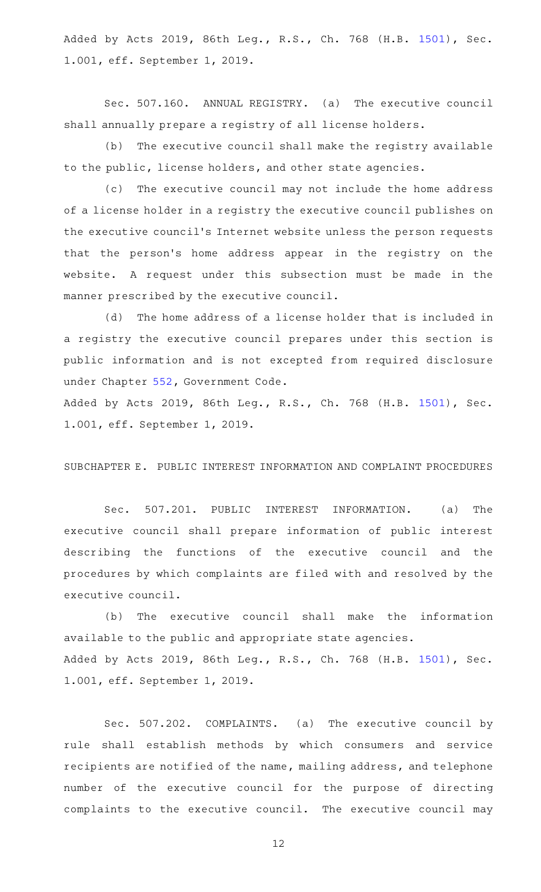Added by Acts 2019, 86th Leg., R.S., Ch. 768 (H.B. 1501), Sec. 1.001, eff. September 1, 2019.

Sec. 507.160. ANNUAL REGISTRY. (a) The executive council shall annually prepare a registry of all license holders.

(b) The executive council shall make the registry available to the public, license holders, and other state agencies.

(c) The executive council may not include the home address of a license holder in a registry the executive council publishes on the executive council's Internet website unless the person requests that the person's home address appear in the registry on the website. A request under this subsection must be made in the manner prescribed by the executive council.

(d) The home address of a license holder that is included in a registry the executive council prepares under this section is public information and is not excepted from required disclosure under Chapter 552, Government Code.

Added by Acts 2019, 86th Leg., R.S., Ch. 768 (H.B. 1501), Sec. 1.001, eff. September 1, 2019.

SUBCHAPTER E. PUBLIC INTEREST INFORMATION AND COMPLAINT PROCEDURES

Sec. 507.201. PUBLIC INTEREST INFORMATION. (a) The executive council shall prepare information of public interest describing the functions of the executive council and the procedures by which complaints are filed with and resolved by the executive council.

(b) The executive council shall make the information available to the public and appropriate state agencies.

Added by Acts 2019, 86th Leg., R.S., Ch. 768 (H.B. 1501), Sec. 1.001, eff. September 1, 2019.

Sec. 507.202. COMPLAINTS. (a) The executive council by rule shall establish methods by which consumers and service recipients are notified of the name, mailing address, and telephone number of the executive council for the purpose of directing complaints to the executive council. The executive council may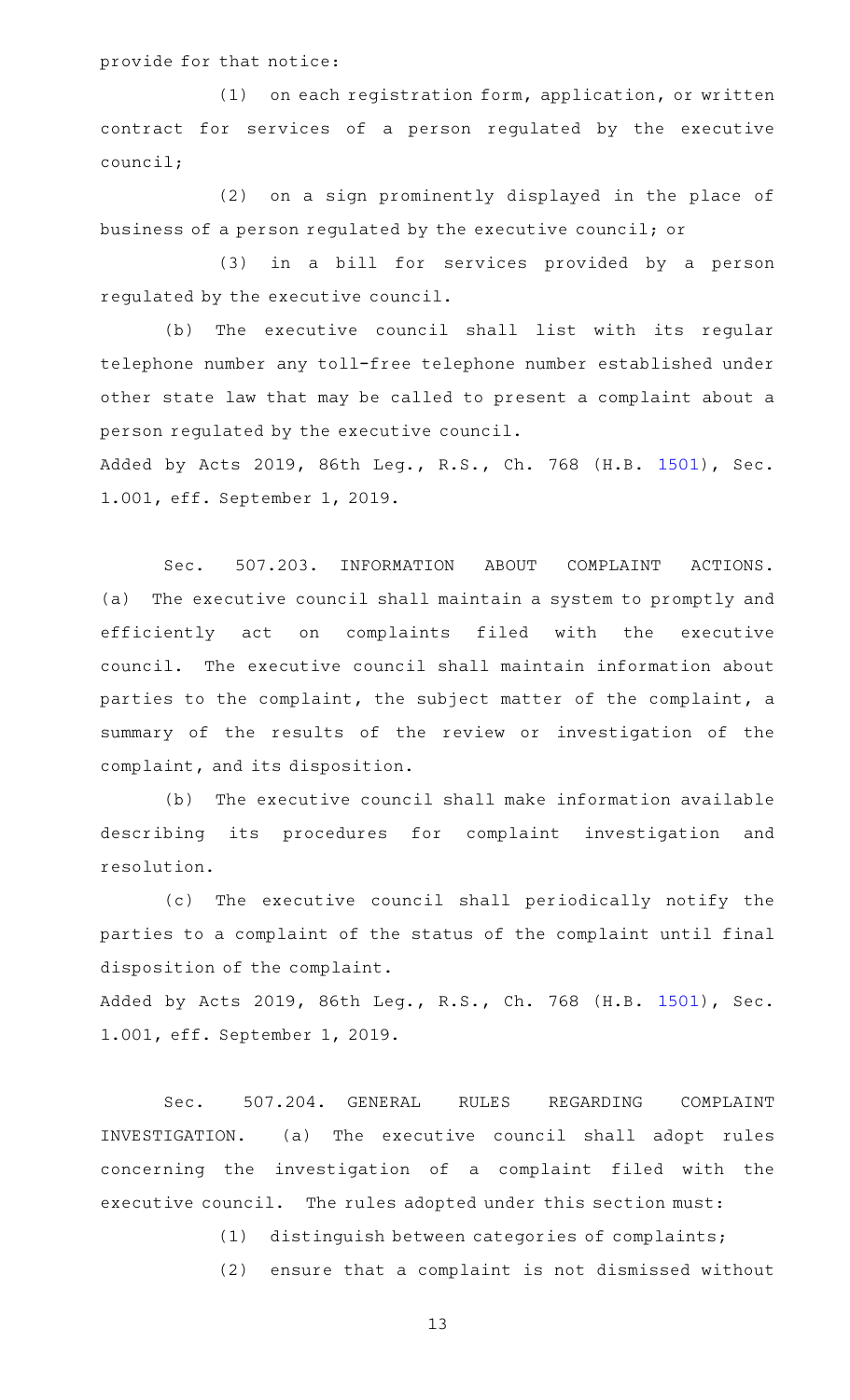provide for that notice:

(1) on each registration form, application, or written contract for services of a person regulated by the executive council;

(2) on a sign prominently displayed in the place of business of a person regulated by the executive council; or

(3) in a bill for services provided by a person regulated by the executive council.

(b) The executive council shall list with its regular telephone number any toll-free telephone number established under other state law that may be called to present a complaint about a person regulated by the executive council.

Added by Acts 2019, 86th Leg., R.S., Ch. 768 (H.B. 1501), Sec. 1.001, eff. September 1, 2019.

Sec. 507.203. INFORMATION ABOUT COMPLAINT ACTIONS. (a) The executive council shall maintain a system to promptly and efficiently act on complaints filed with the executive council. The executive council shall maintain information about parties to the complaint, the subject matter of the complaint, a summary of the results of the review or investigation of the complaint, and its disposition.

(b) The executive council shall make information available describing its procedures for complaint investigation and resolution.

(c) The executive council shall periodically notify the parties to a complaint of the status of the complaint until final disposition of the complaint.

Added by Acts 2019, 86th Leg., R.S., Ch. 768 (H.B. 1501), Sec. 1.001, eff. September 1, 2019.

Sec. 507.204. GENERAL RULES REGARDING COMPLAINT INVESTIGATION. (a) The executive council shall adopt rules concerning the investigation of a complaint filed with the executive council. The rules adopted under this section must:

(1) distinguish between categories of complaints;

(2) ensure that a complaint is not dismissed without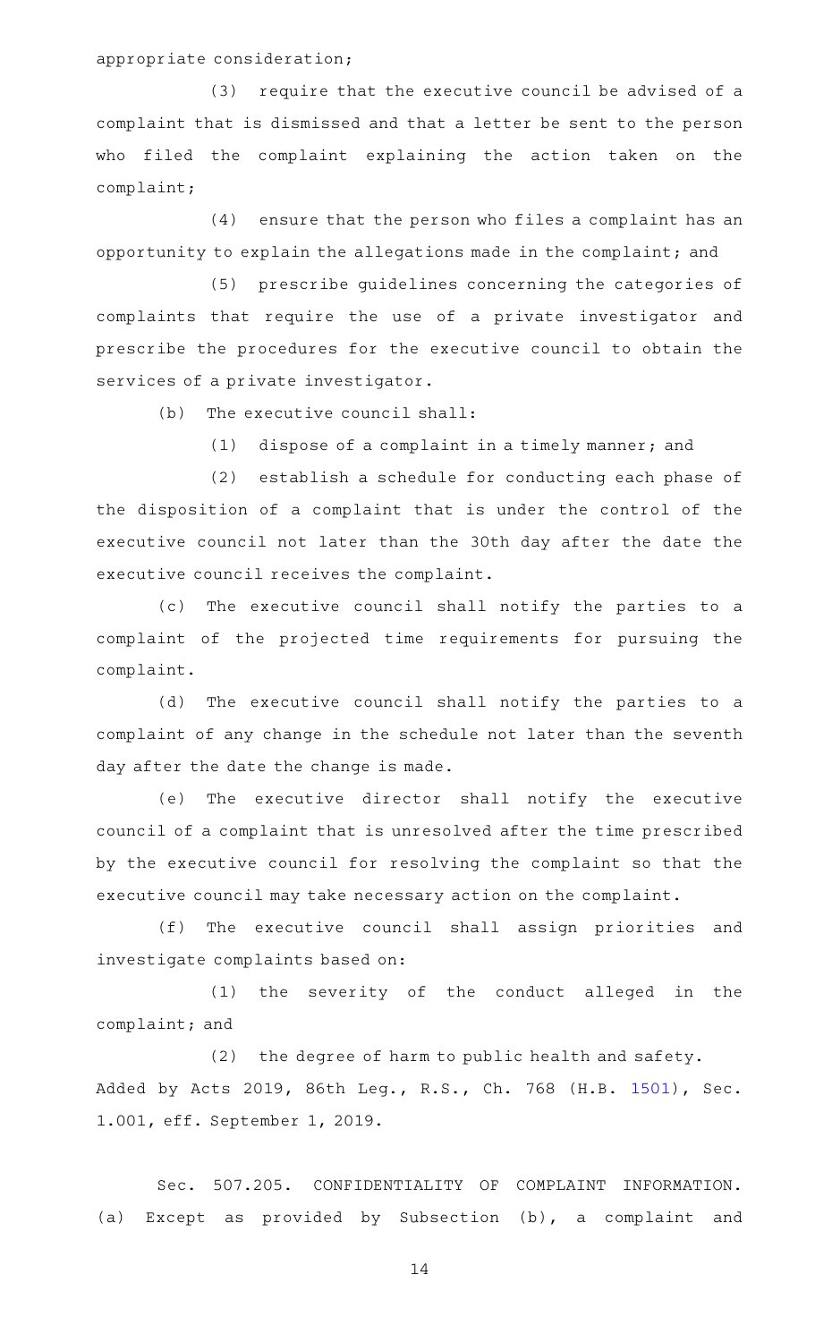appropriate consideration;

(3) require that the executive council be advised of a complaint that is dismissed and that a letter be sent to the person who filed the complaint explaining the action taken on the complaint;

(4) ensure that the person who files a complaint has an opportunity to explain the allegations made in the complaint; and

(5) prescribe guidelines concerning the categories of complaints that require the use of a private investigator and prescribe the procedures for the executive council to obtain the services of a private investigator.

(b) The executive council shall:

(1) dispose of a complaint in a timely manner; and

(2) establish a schedule for conducting each phase of the disposition of a complaint that is under the control of the executive council not later than the 30th day after the date the executive council receives the complaint.

(c) The executive council shall notify the parties to a complaint of the projected time requirements for pursuing the complaint.

(d) The executive council shall notify the parties to a complaint of any change in the schedule not later than the seventh day after the date the change is made.

(e) The executive director shall notify the executive council of a complaint that is unresolved after the time prescribed by the executive council for resolving the complaint so that the executive council may take necessary action on the complaint.

(f) The executive council shall assign priorities and investigate complaints based on:

(1) the severity of the conduct alleged in the complaint; and

(2) the degree of harm to public health and safety.

Added by Acts 2019, 86th Leg., R.S., Ch. 768 (H.B. 1501), Sec. 1.001, eff. September 1, 2019.

Sec. 507.205. CONFIDENTIALITY OF COMPLAINT INFORMATION. (a) Except as provided by Subsection (b), a complaint and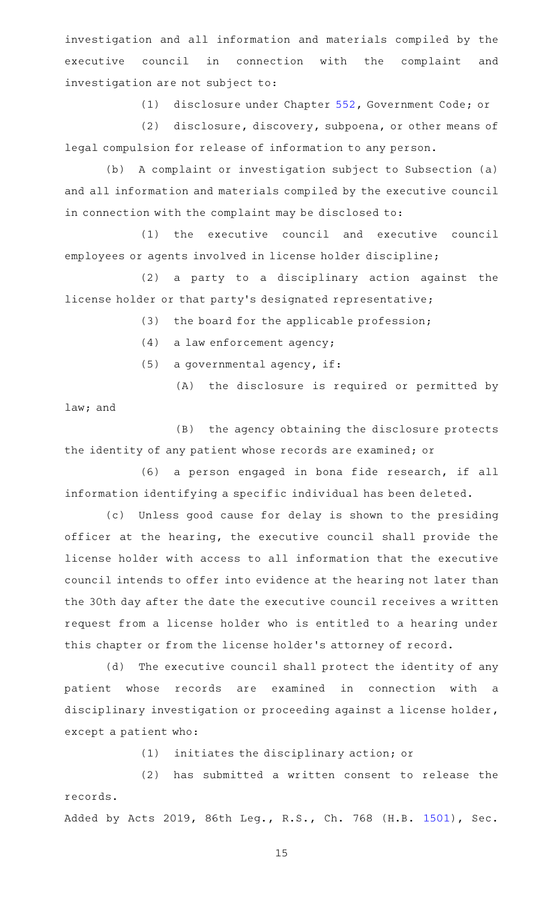investigation and all information and materials compiled by the executive council in connection with the complaint and investigation are not subject to:

(1) disclosure under Chapter 552, Government Code; or

(2) disclosure, discovery, subpoena, or other means of legal compulsion for release of information to any person.

(b) A complaint or investigation subject to Subsection (a) and all information and materials compiled by the executive council in connection with the complaint may be disclosed to:

(1) the executive council and executive council employees or agents involved in license holder discipline;

(2) a party to a disciplinary action against the license holder or that party's designated representative;

(3) the board for the applicable profession;

(4) a law enforcement agency;

(5) a governmental agency, if:

(A) the disclosure is required or permitted by law; and

(B) the agency obtaining the disclosure protects the identity of any patient whose records are examined; or

(6) a person engaged in bona fide research, if all information identifying a specific individual has been deleted.

(c) Unless good cause for delay is shown to the presiding officer at the hearing, the executive council shall provide the license holder with access to all information that the executive council intends to offer into evidence at the hearing not later than the 30th day after the date the executive council receives a written request from a license holder who is entitled to a hearing under this chapter or from the license holder's attorney of record.

(d) The executive council shall protect the identity of any patient whose records are examined in connection with a disciplinary investigation or proceeding against a license holder, except a patient who:

(1) initiates the disciplinary action; or

(2) has submitted a written consent to release the records.

Added by Acts 2019, 86th Leg., R.S., Ch. 768 (H.B. 1501), Sec.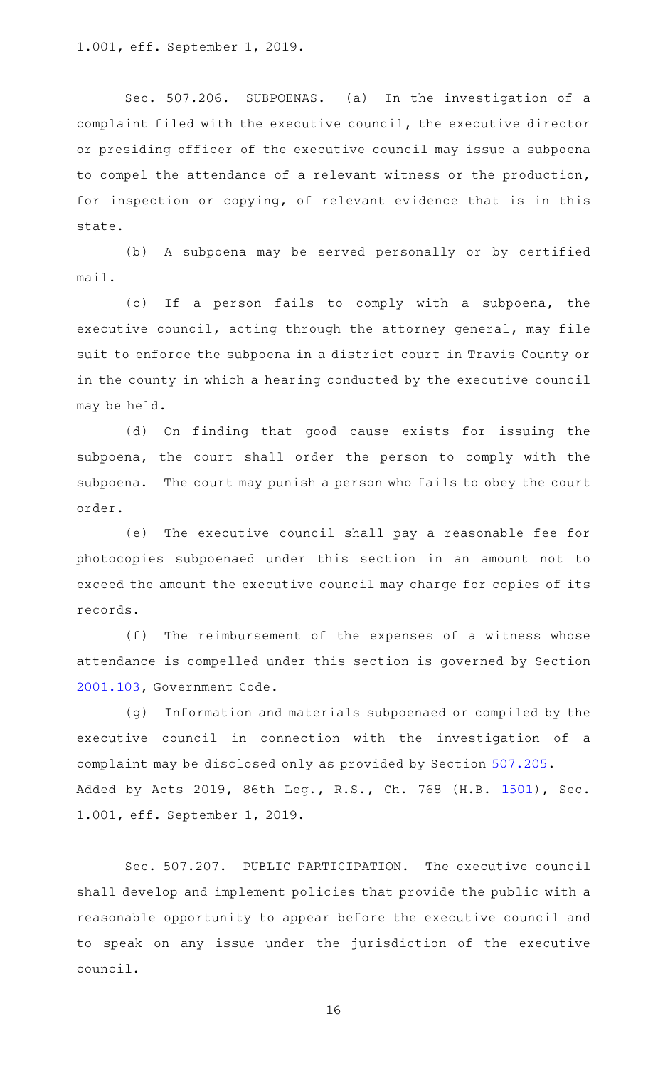1.001, eff. September 1, 2019.

Sec. 507.206. SUBPOENAS. (a) In the investigation of a complaint filed with the executive council, the executive director or presiding officer of the executive council may issue a subpoena to compel the attendance of a relevant witness or the production, for inspection or copying, of relevant evidence that is in this state.

(b) A subpoena may be served personally or by certified mail.

(c) If a person fails to comply with a subpoena, the executive council, acting through the attorney general, may file suit to enforce the subpoena in a district court in Travis County or in the county in which a hearing conducted by the executive council may be held.

(d) On finding that good cause exists for issuing the subpoena, the court shall order the person to comply with the subpoena. The court may punish a person who fails to obey the court order.

(e) The executive council shall pay a reasonable fee for photocopies subpoenaed under this section in an amount not to exceed the amount the executive council may charge for copies of its records.

(f) The reimbursement of the expenses of a witness whose attendance is compelled under this section is governed by Section 2001.103, Government Code.

(g) Information and materials subpoenaed or compiled by the executive council in connection with the investigation of a complaint may be disclosed only as provided by Section 507.205.

Added by Acts 2019, 86th Leg., R.S., Ch. 768 (H.B. 1501), Sec. 1.001, eff. September 1, 2019.

Sec. 507.207. PUBLIC PARTICIPATION. The executive council shall develop and implement policies that provide the public with a reasonable opportunity to appear before the executive council and to speak on any issue under the jurisdiction of the executive council.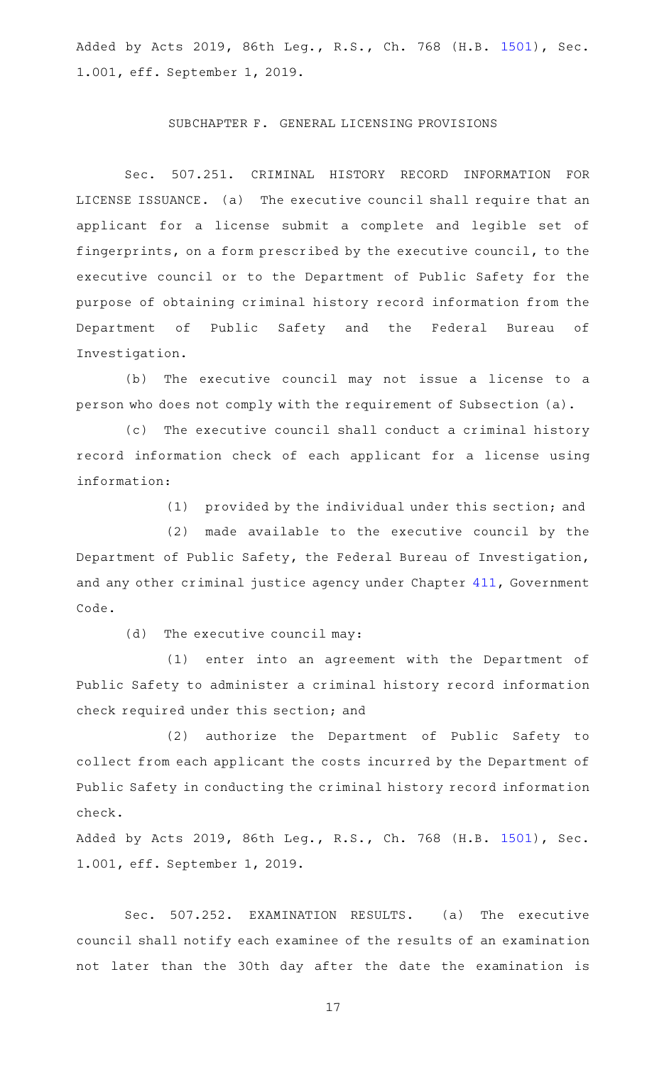Added by Acts 2019, 86th Leg., R.S., Ch. 768 (H.B. 1501), Sec. 1.001, eff. September 1, 2019.

SUBCHAPTER F. GENERAL LICENSING PROVISIONS

Sec. 507.251. CRIMINAL HISTORY RECORD INFORMATION FOR LICENSE ISSUANCE. (a) The executive council shall require that an applicant for a license submit a complete and legible set of fingerprints, on a form prescribed by the executive council, to the executive council or to the Department of Public Safety for the purpose of obtaining criminal history record information from the Department of Public Safety and the Federal Bureau of Investigation.

(b) The executive council may not issue a license to a person who does not comply with the requirement of Subsection (a).

(c) The executive council shall conduct a criminal history record information check of each applicant for a license using information:

(1) provided by the individual under this section; and

(2) made available to the executive council by the Department of Public Safety, the Federal Bureau of Investigation, and any other criminal justice agency under Chapter 411, Government Code.

(d) The executive council may:

(1) enter into an agreement with the Department of Public Safety to administer a criminal history record information check required under this section; and

(2) authorize the Department of Public Safety to collect from each applicant the costs incurred by the Department of Public Safety in conducting the criminal history record information check.

Added by Acts 2019, 86th Leg., R.S., Ch. 768 (H.B. 1501), Sec. 1.001, eff. September 1, 2019.

Sec. 507.252. EXAMINATION RESULTS. (a) The executive council shall notify each examinee of the results of an examination not later than the 30th day after the date the examination is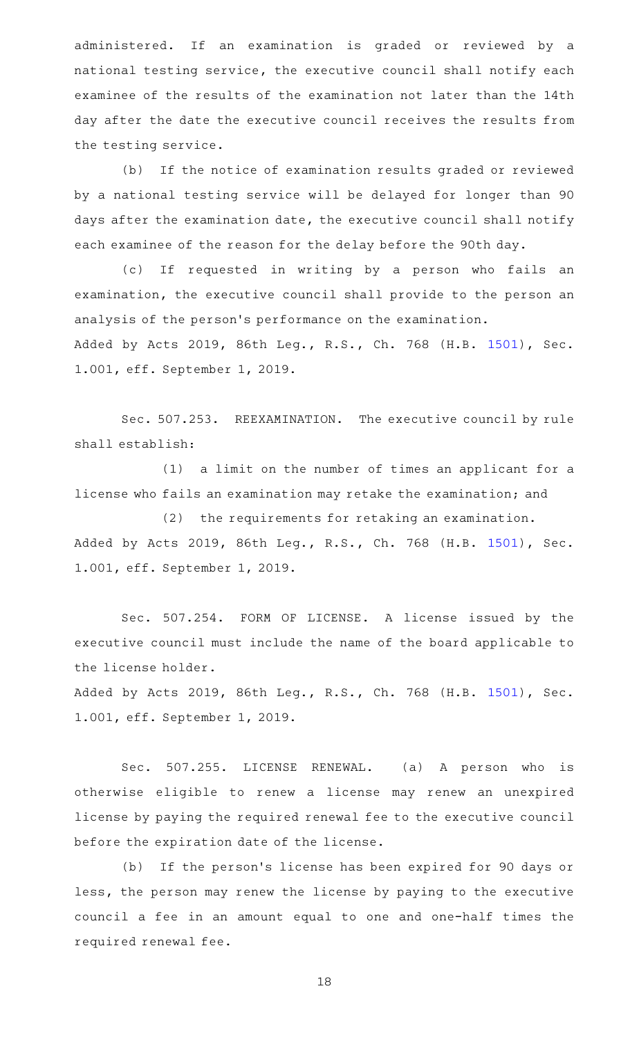administered. If an examination is graded or reviewed by a national testing service, the executive council shall notify each examinee of the results of the examination not later than the 14th day after the date the executive council receives the results from the testing service.

(b) If the notice of examination results graded or reviewed by a national testing service will be delayed for longer than 90 days after the examination date, the executive council shall notify each examinee of the reason for the delay before the 90th day.

(c) If requested in writing by a person who fails an examination, the executive council shall provide to the person an analysis of the person's performance on the examination.

Added by Acts 2019, 86th Leg., R.S., Ch. 768 (H.B. 1501), Sec. 1.001, eff. September 1, 2019.

Sec. 507.253. REEXAMINATION. The executive council by rule shall establish:

(1) a limit on the number of times an applicant for a license who fails an examination may retake the examination; and

(2) the requirements for retaking an examination.

Added by Acts 2019, 86th Leg., R.S., Ch. 768 (H.B. 1501), Sec. 1.001, eff. September 1, 2019.

Sec. 507.254. FORM OF LICENSE. A license issued by the executive council must include the name of the board applicable to the license holder.

Added by Acts 2019, 86th Leg., R.S., Ch. 768 (H.B. 1501), Sec. 1.001, eff. September 1, 2019.

Sec. 507.255. LICENSE RENEWAL. (a) A person who is otherwise eligible to renew a license may renew an unexpired license by paying the required renewal fee to the executive council before the expiration date of the license.

(b) If the person's license has been expired for 90 days or less, the person may renew the license by paying to the executive council a fee in an amount equal to one and one-half times the required renewal fee.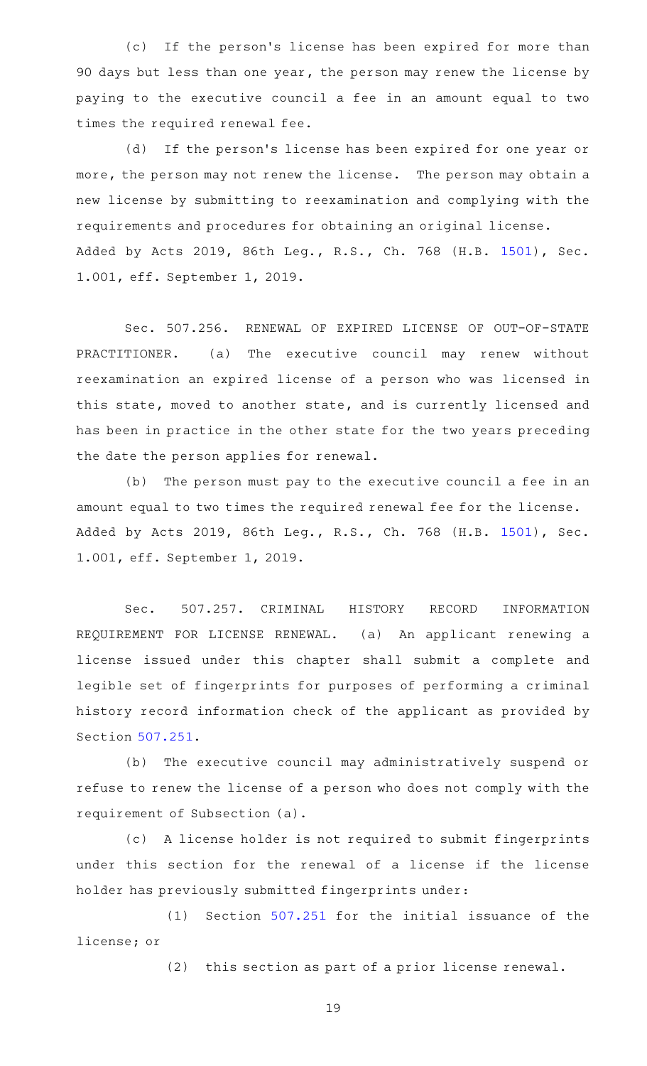(c) If the person's license has been expired for more than 90 days but less than one year, the person may renew the license by paying to the executive council a fee in an amount equal to two times the required renewal fee.

(d) If the person's license has been expired for one year or more, the person may not renew the license. The person may obtain a new license by submitting to reexamination and complying with the requirements and procedures for obtaining an original license.

Added by Acts 2019, 86th Leg., R.S., Ch. 768 (H.B. 1501), Sec. 1.001, eff. September 1, 2019.

Sec. 507.256. RENEWAL OF EXPIRED LICENSE OF OUT-OF-STATE PRACTITIONER. (a) The executive council may renew without reexamination an expired license of a person who was licensed in this state, moved to another state, and is currently licensed and has been in practice in the other state for the two years preceding the date the person applies for renewal.

(b) The person must pay to the executive council a fee in an amount equal to two times the required renewal fee for the license.

Added by Acts 2019, 86th Leg., R.S., Ch. 768 (H.B. 1501), Sec. 1.001, eff. September 1, 2019.

Sec. 507.257. CRIMINAL HISTORY RECORD INFORMATION REQUIREMENT FOR LICENSE RENEWAL. (a) An applicant renewing a license issued under this chapter shall submit a complete and legible set of fingerprints for purposes of performing a criminal history record information check of the applicant as provided by Section 507.251.

(b) The executive council may administratively suspend or refuse to renew the license of a person who does not comply with the requirement of Subsection (a).

(c) A license holder is not required to submit fingerprints under this section for the renewal of a license if the license holder has previously submitted fingerprints under:

(1) Section 507.251 for the initial issuance of the license; or

(2) this section as part of a prior license renewal.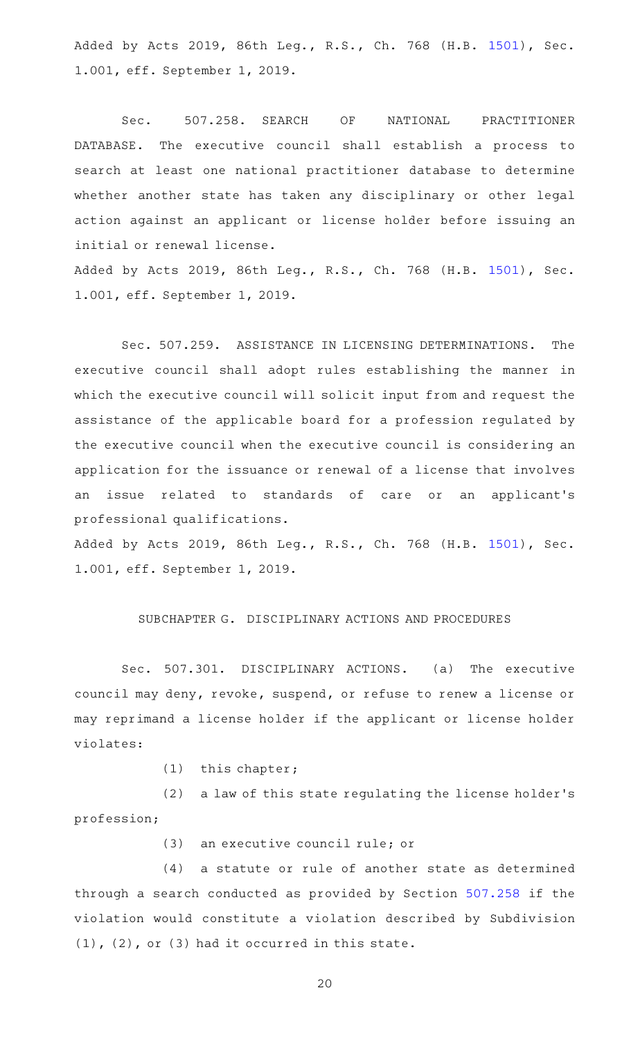Added by Acts 2019, 86th Leg., R.S., Ch. 768 (H.B. 1501), Sec. 1.001, eff. September 1, 2019.

Sec. 507.258. SEARCH OF NATIONAL PRACTITIONER DATABASE. The executive council shall establish a process to search at least one national practitioner database to determine whether another state has taken any disciplinary or other legal action against an applicant or license holder before issuing an initial or renewal license.

Added by Acts 2019, 86th Leg., R.S., Ch. 768 (H.B. 1501), Sec. 1.001, eff. September 1, 2019.

Sec. 507.259. ASSISTANCE IN LICENSING DETERMINATIONS. The executive council shall adopt rules establishing the manner in which the executive council will solicit input from and request the assistance of the applicable board for a profession regulated by the executive council when the executive council is considering an application for the issuance or renewal of a license that involves an issue related to standards of care or an applicant's professional qualifications.

Added by Acts 2019, 86th Leg., R.S., Ch. 768 (H.B. 1501), Sec. 1.001, eff. September 1, 2019.

SUBCHAPTER G. DISCIPLINARY ACTIONS AND PROCEDURES

Sec. 507.301. DISCIPLINARY ACTIONS. (a) The executive council may deny, revoke, suspend, or refuse to renew a license or may reprimand a license holder if the applicant or license holder violates:

(1) this chapter;

(2) a law of this state regulating the license holder's profession;

(3) an executive council rule; or

(4) a statute or rule of another state as determined through a search conducted as provided by Section 507.258 if the violation would constitute a violation described by Subdivision (1), (2), or (3) had it occurred in this state.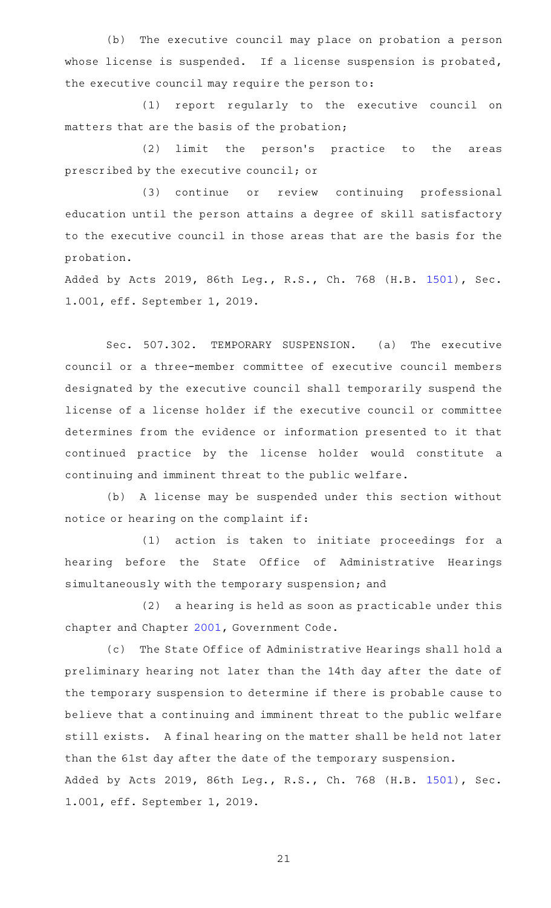(b) The executive council may place on probation a person whose license is suspended. If a license suspension is probated, the executive council may require the person to:

(1) report regularly to the executive council on matters that are the basis of the probation;

(2) limit the person's practice to the areas prescribed by the executive council; or

(3) continue or review continuing professional education until the person attains a degree of skill satisfactory to the executive council in those areas that are the basis for the probation.

Added by Acts 2019, 86th Leg., R.S., Ch. 768 (H.B. 1501), Sec. 1.001, eff. September 1, 2019.

Sec. 507.302. TEMPORARY SUSPENSION. (a) The executive council or a three-member committee of executive council members designated by the executive council shall temporarily suspend the license of a license holder if the executive council or committee determines from the evidence or information presented to it that continued practice by the license holder would constitute a continuing and imminent threat to the public welfare.

(b) A license may be suspended under this section without notice or hearing on the complaint if:

(1) action is taken to initiate proceedings for a hearing before the State Office of Administrative Hearings simultaneously with the temporary suspension; and

(2) a hearing is held as soon as practicable under this chapter and Chapter 2001, Government Code.

(c) The State Office of Administrative Hearings shall hold a preliminary hearing not later than the 14th day after the date of the temporary suspension to determine if there is probable cause to believe that a continuing and imminent threat to the public welfare still exists. A final hearing on the matter shall be held not later than the 61st day after the date of the temporary suspension.

Added by Acts 2019, 86th Leg., R.S., Ch. 768 (H.B. 1501), Sec. 1.001, eff. September 1, 2019.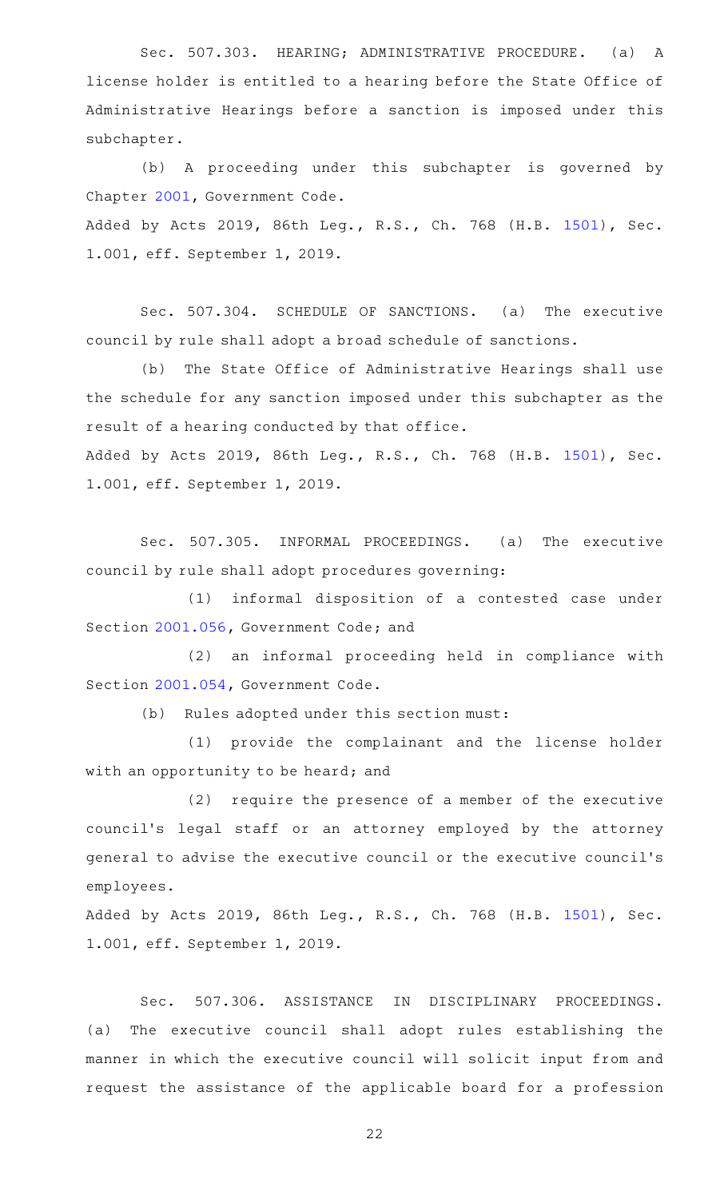Sec. 507.303. HEARING; ADMINISTRATIVE PROCEDURE. (a) A license holder is entitled to a hearing before the State Office of Administrative Hearings before a sanction is imposed under this subchapter.

(b) A proceeding under this subchapter is governed by Chapter 2001, Government Code.

Added by Acts 2019, 86th Leg., R.S., Ch. 768 (H.B. 1501), Sec. 1.001, eff. September 1, 2019.

Sec. 507.304. SCHEDULE OF SANCTIONS. (a) The executive council by rule shall adopt a broad schedule of sanctions.

(b) The State Office of Administrative Hearings shall use the schedule for any sanction imposed under this subchapter as the result of a hearing conducted by that office.

Added by Acts 2019, 86th Leg., R.S., Ch. 768 (H.B. 1501), Sec. 1.001, eff. September 1, 2019.

Sec. 507.305. INFORMAL PROCEEDINGS. (a) The executive council by rule shall adopt procedures governing:

(1) informal disposition of a contested case under Section 2001.056, Government Code; and

(2) an informal proceeding held in compliance with Section 2001.054, Government Code.

(b) Rules adopted under this section must:

(1) provide the complainant and the license holder with an opportunity to be heard; and

(2) require the presence of a member of the executive council's legal staff or an attorney employed by the attorney general to advise the executive council or the executive council's employees.

Added by Acts 2019, 86th Leg., R.S., Ch. 768 (H.B. 1501), Sec. 1.001, eff. September 1, 2019.

Sec. 507.306. ASSISTANCE IN DISCIPLINARY PROCEEDINGS. (a) The executive council shall adopt rules establishing the manner in which the executive council will solicit input from and request the assistance of the applicable board for a profession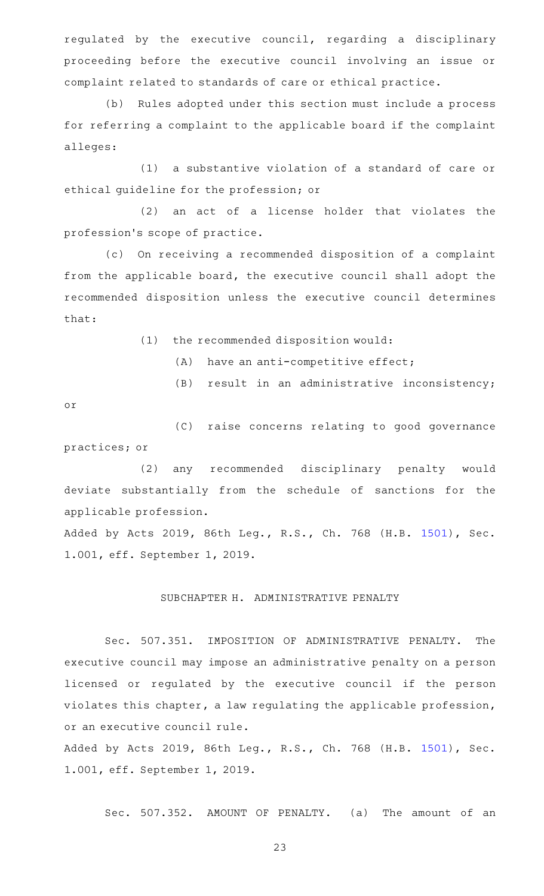regulated by the executive council, regarding a disciplinary proceeding before the executive council involving an issue or complaint related to standards of care or ethical practice.

(b) Rules adopted under this section must include a process for referring a complaint to the applicable board if the complaint alleges:

(1) a substantive violation of a standard of care or ethical guideline for the profession; or

(2) an act of a license holder that violates the profession's scope of practice.

(c) On receiving a recommended disposition of a complaint from the applicable board, the executive council shall adopt the recommended disposition unless the executive council determines that:

(1) the recommended disposition would:

(A) have an anti-competitive effect;

(B) result in an administrative inconsistency; or

(C) raise concerns relating to good governance practices; or

(2) any recommended disciplinary penalty would deviate substantially from the schedule of sanctions for the applicable profession.

Added by Acts 2019, 86th Leg., R.S., Ch. 768 (H.B. 1501), Sec. 1.001, eff. September 1, 2019.

## SUBCHAPTER H. ADMINISTRATIVE PENALTY

Sec. 507.351. IMPOSITION OF ADMINISTRATIVE PENALTY. The executive council may impose an administrative penalty on a person licensed or regulated by the executive council if the person violates this chapter, a law regulating the applicable profession, or an executive council rule.

Added by Acts 2019, 86th Leg., R.S., Ch. 768 (H.B. 1501), Sec. 1.001, eff. September 1, 2019.

Sec. 507.352. AMOUNT OF PENALTY. (a) The amount of an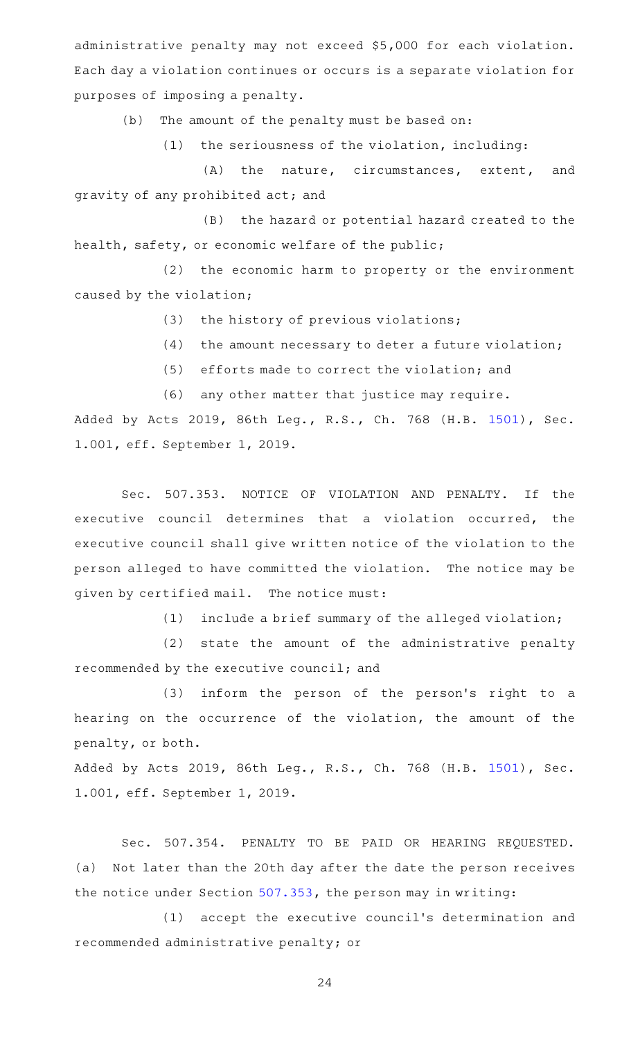administrative penalty may not exceed $5,000 for each violation. Each day a violation continues or occurs is a separate violation for purposes of imposing a penalty.

(b) The amount of the penalty must be based on:

(1) the seriousness of the violation, including:

(A) the nature, circumstances, extent, and gravity of any prohibited act; and

(B) the hazard or potential hazard created to the health, safety, or economic welfare of the public;

(2) the economic harm to property or the environment caused by the violation;

(3) the history of previous violations;

(4) the amount necessary to deter a future violation;

(5) efforts made to correct the violation; and

(6) any other matter that justice may require.

Added by Acts 2019, 86th Leg., R.S., Ch. 768 (H.B. 1501), Sec. 1.001, eff. September 1, 2019.

Sec. 507.353. NOTICE OF VIOLATION AND PENALTY. If the executive council determines that a violation occurred, the executive council shall give written notice of the violation to the person alleged to have committed the violation. The notice may be given by certified mail. The notice must:

(1) include a brief summary of the alleged violation;

(2) state the amount of the administrative penalty recommended by the executive council; and

(3) inform the person of the person's right to a hearing on the occurrence of the violation, the amount of the penalty, or both.

Added by Acts 2019, 86th Leg., R.S., Ch. 768 (H.B. 1501), Sec. 1.001, eff. September 1, 2019.

Sec. 507.354. PENALTY TO BE PAID OR HEARING REQUESTED. (a) Not later than the 20th day after the date the person receives the notice under Section 507.353, the person may in writing:

(1) accept the executive council's determination and recommended administrative penalty; or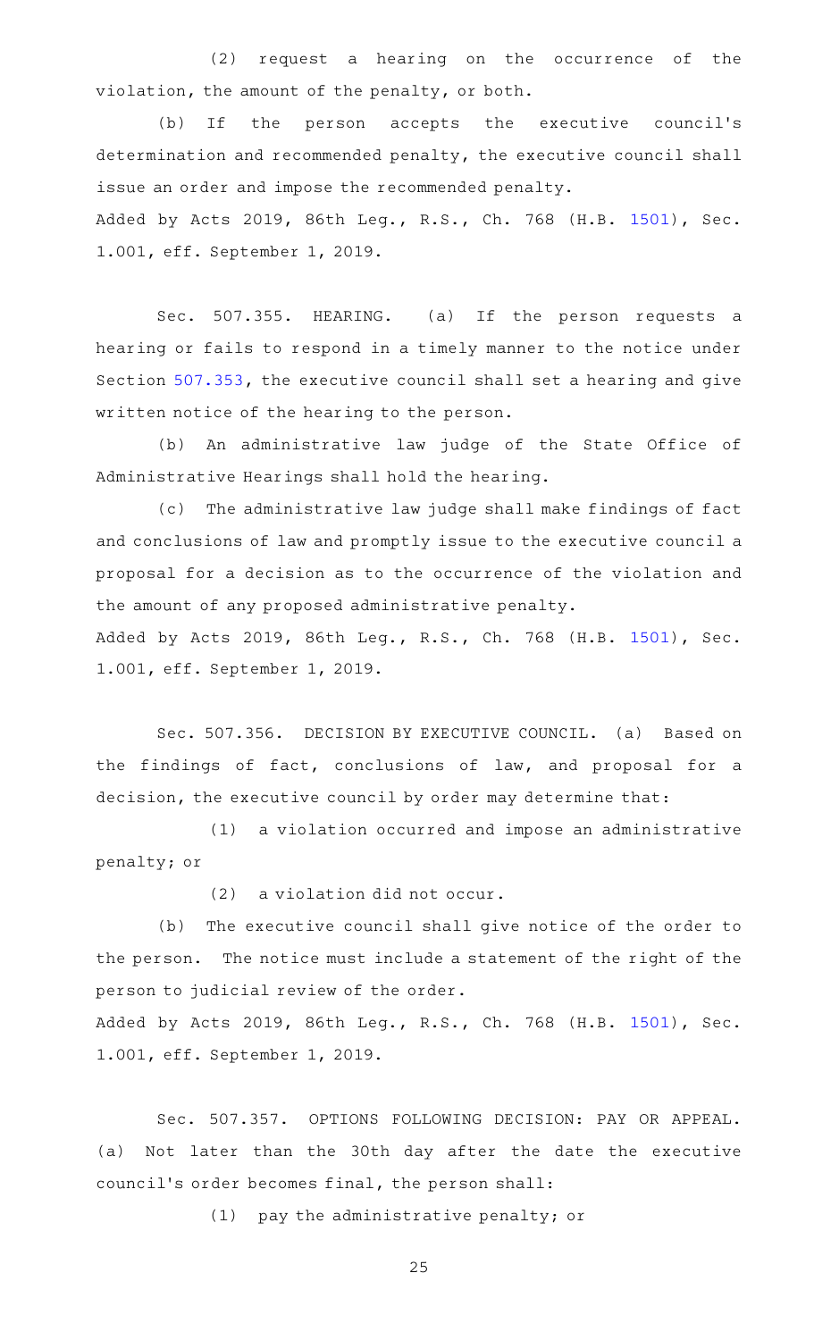(2) request a hearing on the occurrence of the violation, the amount of the penalty, or both.

(b) If the person accepts the executive council's determination and recommended penalty, the executive council shall issue an order and impose the recommended penalty.

Added by Acts 2019, 86th Leg., R.S., Ch. 768 (H.B. 1501), Sec. 1.001, eff. September 1, 2019.

Sec. 507.355. HEARING. (a) If the person requests a hearing or fails to respond in a timely manner to the notice under Section 507.353, the executive council shall set a hearing and give written notice of the hearing to the person.

(b) An administrative law judge of the State Office of Administrative Hearings shall hold the hearing.

(c) The administrative law judge shall make findings of fact and conclusions of law and promptly issue to the executive council a proposal for a decision as to the occurrence of the violation and the amount of any proposed administrative penalty.

Added by Acts 2019, 86th Leg., R.S., Ch. 768 (H.B. 1501), Sec. 1.001, eff. September 1, 2019.

Sec. 507.356. DECISION BY EXECUTIVE COUNCIL. (a) Based on the findings of fact, conclusions of law, and proposal for a decision, the executive council by order may determine that:

(1) a violation occurred and impose an administrative penalty; or

(2) a violation did not occur.

(b) The executive council shall give notice of the order to the person. The notice must include a statement of the right of the person to judicial review of the order.

Added by Acts 2019, 86th Leg., R.S., Ch. 768 (H.B. 1501), Sec. 1.001, eff. September 1, 2019.

Sec. 507.357. OPTIONS FOLLOWING DECISION: PAY OR APPEAL. (a) Not later than the 30th day after the date the executive council's order becomes final, the person shall:

(1) pay the administrative penalty; or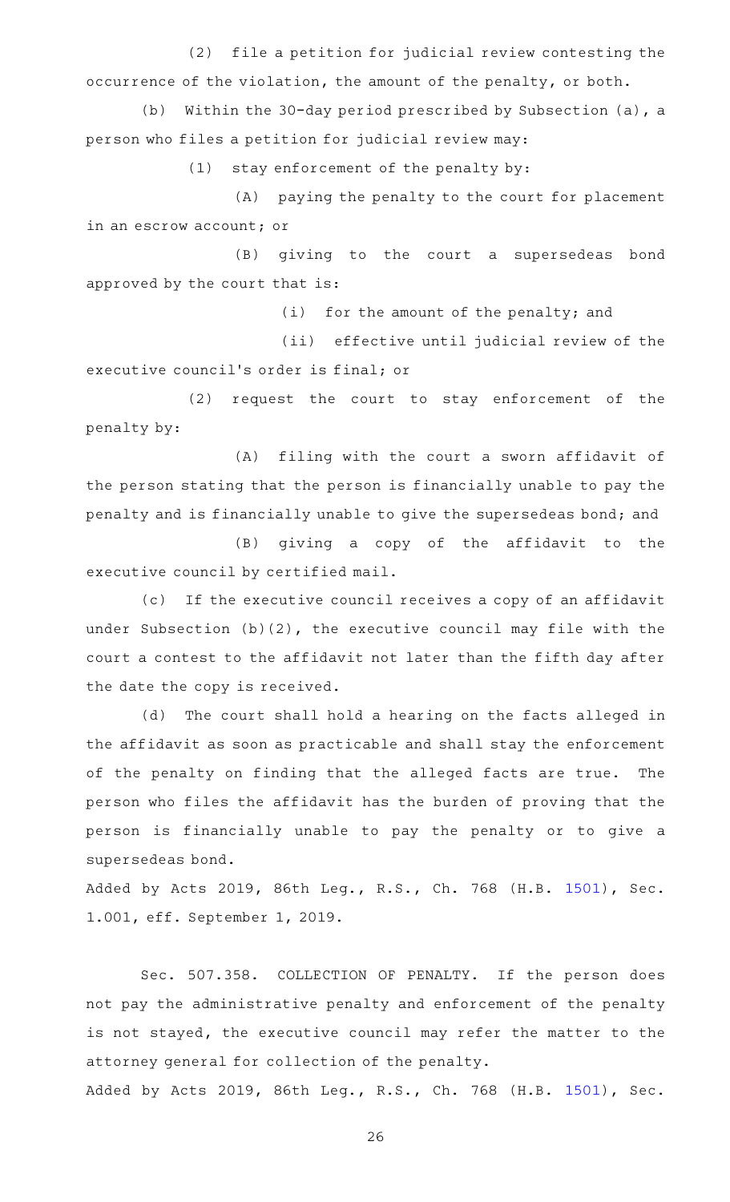(2) file a petition for judicial review contesting the occurrence of the violation, the amount of the penalty, or both.

(b) Within the 30-day period prescribed by Subsection (a), a person who files a petition for judicial review may:

(1) stay enforcement of the penalty by:

(A) paying the penalty to the court for placement in an escrow account; or

(B) giving to the court a supersedeas bond approved by the court that is:

(i) for the amount of the penalty; and

(ii) effective until judicial review of the executive council's order is final; or

(2) request the court to stay enforcement of the penalty by:

(A) filing with the court a sworn affidavit of the person stating that the person is financially unable to pay the penalty and is financially unable to give the supersedeas bond; and

(B) giving a copy of the affidavit to the executive council by certified mail.

(c) If the executive council receives a copy of an affidavit under Subsection (b)(2), the executive council may file with the court a contest to the affidavit not later than the fifth day after the date the copy is received.

(d) The court shall hold a hearing on the facts alleged in the affidavit as soon as practicable and shall stay the enforcement of the penalty on finding that the alleged facts are true. The person who files the affidavit has the burden of proving that the person is financially unable to pay the penalty or to give a supersedeas bond.

Added by Acts 2019, 86th Leg., R.S., Ch. 768 (H.B. 1501), Sec. 1.001, eff. September 1, 2019.

Sec. 507.358. COLLECTION OF PENALTY. If the person does not pay the administrative penalty and enforcement of the penalty is not stayed, the executive council may refer the matter to the attorney general for collection of the penalty.

Added by Acts 2019, 86th Leg., R.S., Ch. 768 (H.B. 1501), Sec.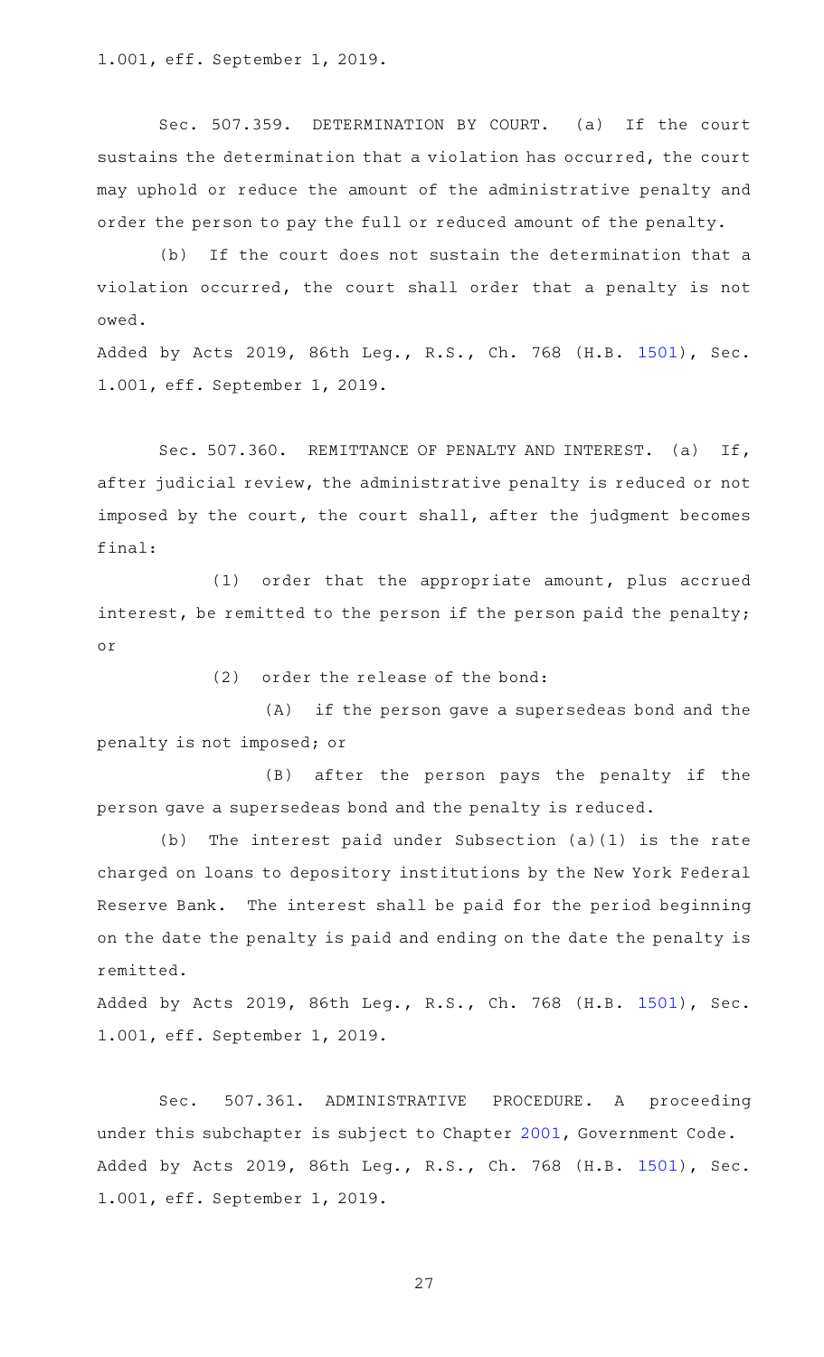1.001, eff. September 1, 2019.

Sec. 507.359. DETERMINATION BY COURT. (a) If the court sustains the determination that a violation has occurred, the court may uphold or reduce the amount of the administrative penalty and order the person to pay the full or reduced amount of the penalty.

(b) If the court does not sustain the determination that a violation occurred, the court shall order that a penalty is not owed.

Added by Acts 2019, 86th Leg., R.S., Ch. 768 (H.B. 1501), Sec. 1.001, eff. September 1, 2019.

Sec. 507.360. REMITTANCE OF PENALTY AND INTEREST. (a) If, after judicial review, the administrative penalty is reduced or not imposed by the court, the court shall, after the judgment becomes final:

(1) order that the appropriate amount, plus accrued interest, be remitted to the person if the person paid the penalty; or

(2) order the release of the bond:

(A) if the person gave a supersedeas bond and the penalty is not imposed; or

(B) after the person pays the penalty if the person gave a supersedeas bond and the penalty is reduced.

(b) The interest paid under Subsection (a)(1) is the rate charged on loans to depository institutions by the New York Federal Reserve Bank. The interest shall be paid for the period beginning on the date the penalty is paid and ending on the date the penalty is remitted.

Added by Acts 2019, 86th Leg., R.S., Ch. 768 (H.B. 1501), Sec. 1.001, eff. September 1, 2019.

Sec. 507.361. ADMINISTRATIVE PROCEDURE. A proceeding under this subchapter is subject to Chapter 2001, Government Code.

Added by Acts 2019, 86th Leg., R.S., Ch. 768 (H.B. 1501), Sec. 1.001, eff. September 1, 2019.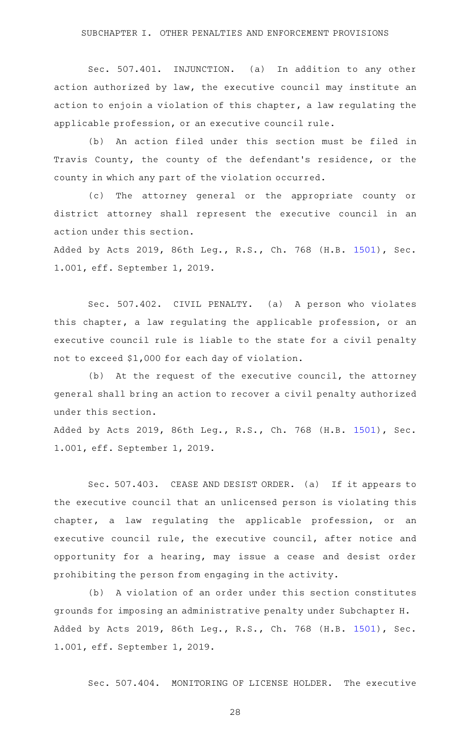## SUBCHAPTER I. OTHER PENALTIES AND ENFORCEMENT PROVISIONS

Sec. 507.401. INJUNCTION. (a) In addition to any other action authorized by law, the executive council may institute an action to enjoin a violation of this chapter, a law regulating the applicable profession, or an executive council rule.

(b) An action filed under this section must be filed in Travis County, the county of the defendant's residence, or the county in which any part of the violation occurred.

(c) The attorney general or the appropriate county or district attorney shall represent the executive council in an action under this section.

Added by Acts 2019, 86th Leg., R.S., Ch. 768 (H.B. 1501), Sec. 1.001, eff. September 1, 2019.

Sec. 507.402. CIVIL PENALTY. (a) A person who violates this chapter, a law regulating the applicable profession, or an executive council rule is liable to the state for a civil penalty not to exceed $1,000 for each day of violation.

(b) At the request of the executive council, the attorney general shall bring an action to recover a civil penalty authorized under this section.

Added by Acts 2019, 86th Leg., R.S., Ch. 768 (H.B. 1501), Sec. 1.001, eff. September 1, 2019.

Sec. 507.403. CEASE AND DESIST ORDER. (a) If it appears to the executive council that an unlicensed person is violating this chapter, a law regulating the applicable profession, or an executive council rule, the executive council, after notice and opportunity for a hearing, may issue a cease and desist order prohibiting the person from engaging in the activity.

(b) A violation of an order under this section constitutes grounds for imposing an administrative penalty under Subchapter H.

Added by Acts 2019, 86th Leg., R.S., Ch. 768 (H.B. 1501), Sec. 1.001, eff. September 1, 2019.

Sec. 507.404. MONITORING OF LICENSE HOLDER. The executive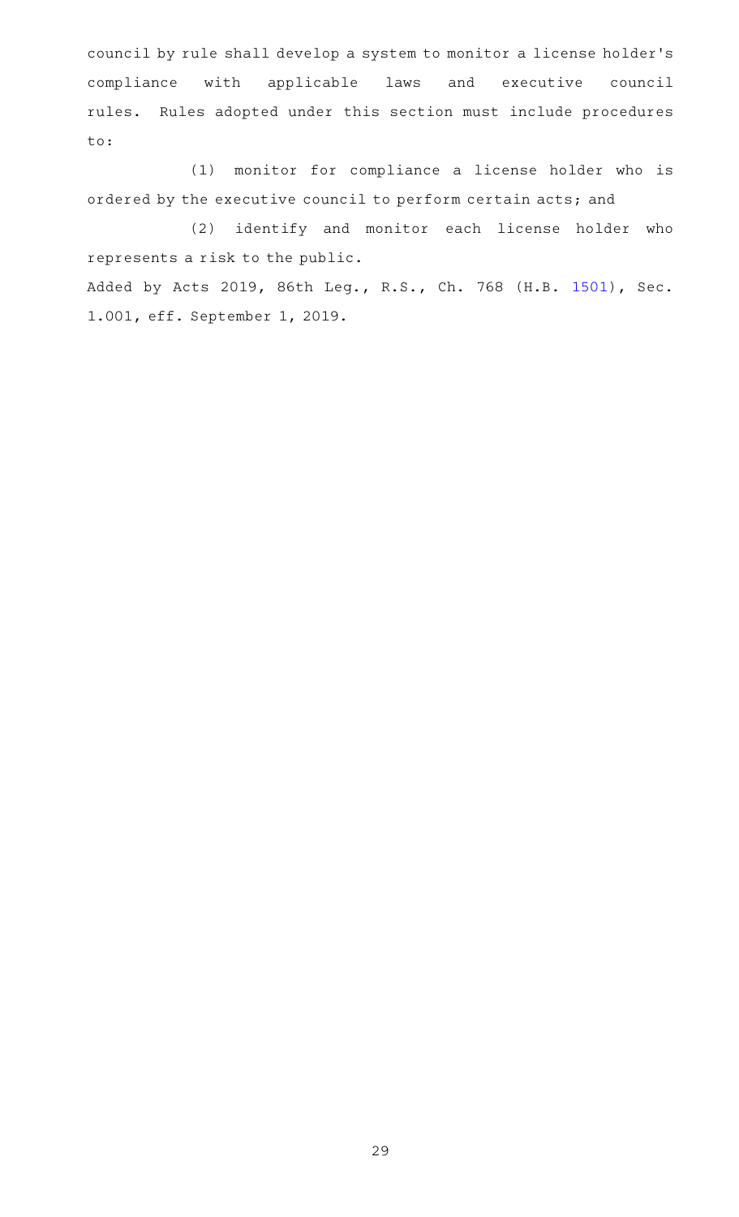council by rule shall develop a system to monitor a license holder's compliance with applicable laws and executive council rules. Rules adopted under this section must include procedures to:

(1) monitor for compliance a license holder who is ordered by the executive council to perform certain acts; and

(2) identify and monitor each license holder who represents a risk to the public.

Added by Acts 2019, 86th Leg., R.S., Ch. 768 (H.B. 1501), Sec. 1.001, eff. September 1, 2019.